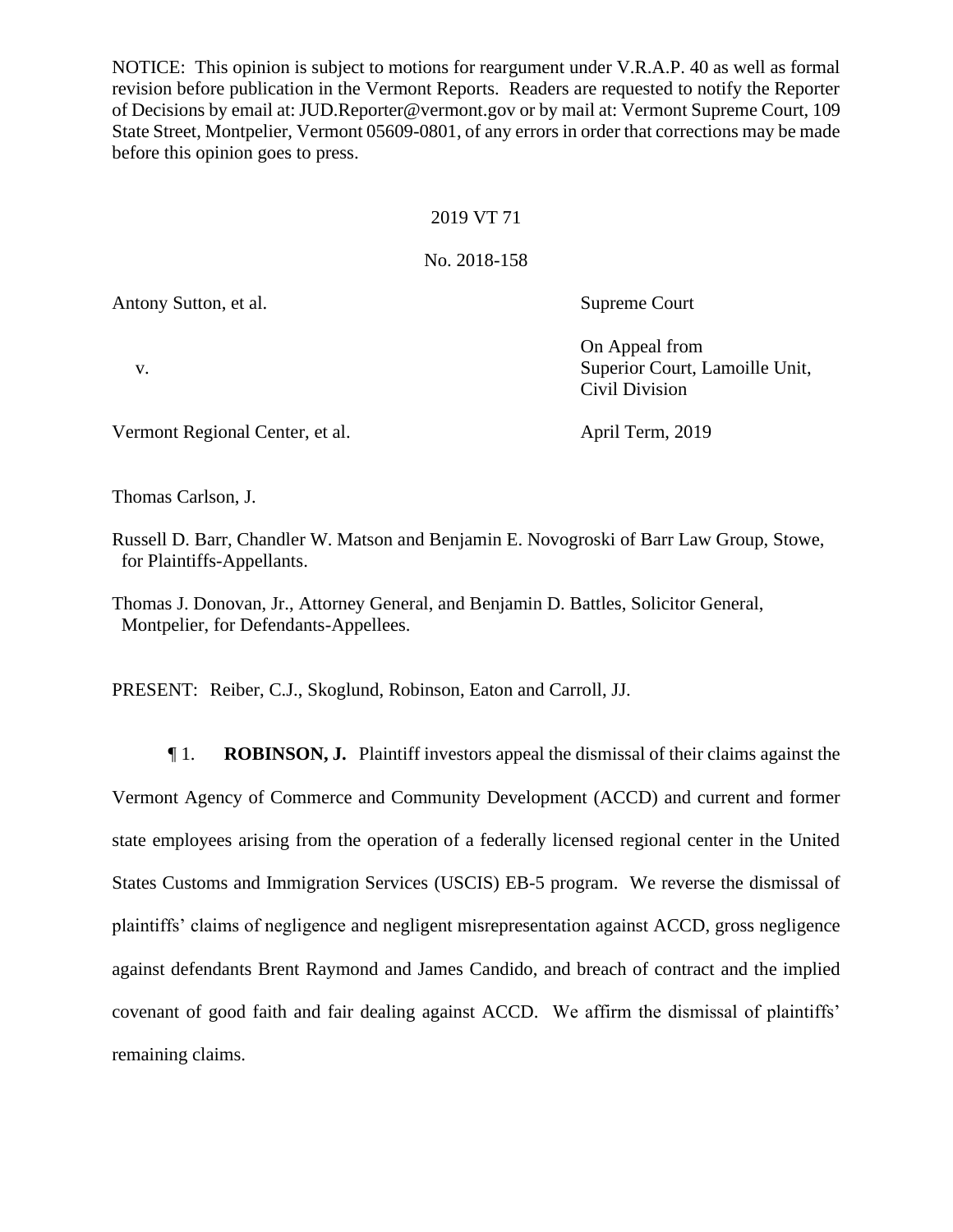NOTICE: This opinion is subject to motions for reargument under V.R.A.P. 40 as well as formal revision before publication in the Vermont Reports. Readers are requested to notify the Reporter of Decisions by email at: JUD.Reporter@vermont.gov or by mail at: Vermont Supreme Court, 109 State Street, Montpelier, Vermont 05609-0801, of any errors in order that corrections may be made before this opinion goes to press.

2019 VT 71

No. 2018-158

| | |
|---|---|
| Antony Sutton, et al. | Supreme Court |
| v. | On Appeal from Superior Court, Lamoille Unit, Civil Division |
| Vermont Regional Center, et al. | April Term, 2019 |

Thomas Carlson, J.

Russell D. Barr, Chandler W. Matson and Benjamin E. Novogroski of Barr Law Group, Stowe, for Plaintiffs-Appellants.

Thomas J. Donovan, Jr., Attorney General, and Benjamin D. Battles, Solicitor General, Montpelier, for Defendants-Appellees.

PRESENT: Reiber, C.J., Skoglund, Robinson, Eaton and Carroll, JJ.

¶ 1. **ROBINSON, J.** Plaintiff investors appeal the dismissal of their claims against the Vermont Agency of Commerce and Community Development (ACCD) and current and former state employees arising from the operation of a federally licensed regional center in the United States Customs and Immigration Services (USCIS) EB-5 program. We reverse the dismissal of plaintiffs' claims of negligence and negligent misrepresentation against ACCD, gross negligence against defendants Brent Raymond and James Candido, and breach of contract and the implied covenant of good faith and fair dealing against ACCD. We affirm the dismissal of plaintiffs' remaining claims.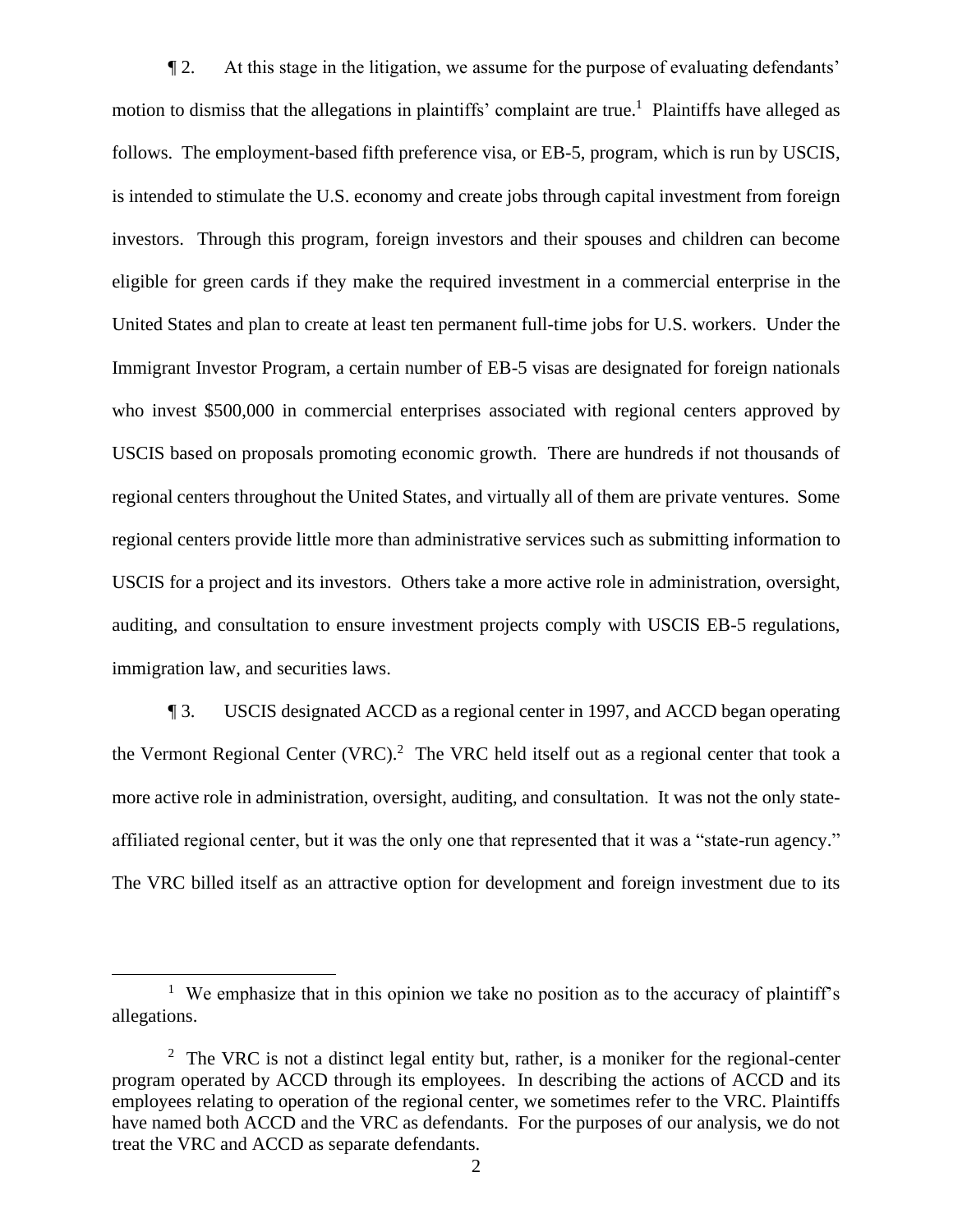¶ 2. At this stage in the litigation, we assume for the purpose of evaluating defendants' motion to dismiss that the allegations in plaintiffs' complaint are true.[1] Plaintiffs have alleged as follows. The employment-based fifth preference visa, or EB-5, program, which is run by USCIS, is intended to stimulate the U.S. economy and create jobs through capital investment from foreign investors. Through this program, foreign investors and their spouses and children can become eligible for green cards if they make the required investment in a commercial enterprise in the United States and plan to create at least ten permanent full-time jobs for U.S. workers. Under the Immigrant Investor Program, a certain number of EB-5 visas are designated for foreign nationals who invest $500,000 in commercial enterprises associated with regional centers approved by USCIS based on proposals promoting economic growth. There are hundreds if not thousands of regional centers throughout the United States, and virtually all of them are private ventures. Some regional centers provide little more than administrative services such as submitting information to USCIS for a project and its investors. Others take a more active role in administration, oversight, auditing, and consultation to ensure investment projects comply with USCIS EB-5 regulations, immigration law, and securities laws.

¶ 3. USCIS designated ACCD as a regional center in 1997, and ACCD began operating the Vermont Regional Center (VRC).[2] The VRC held itself out as a regional center that took a more active role in administration, oversight, auditing, and consultation. It was not the only state-affiliated regional center, but it was the only one that represented that it was a "state-run agency." The VRC billed itself as an attractive option for development and foreign investment due to its

---

[1] We emphasize that in this opinion we take no position as to the accuracy of plaintiff's allegations.

[2] The VRC is not a distinct legal entity but, rather, is a moniker for the regional-center program operated by ACCD through its employees. In describing the actions of ACCD and its employees relating to operation of the regional center, we sometimes refer to the VRC. Plaintiffs have named both ACCD and the VRC as defendants. For the purposes of our analysis, we do not treat the VRC and ACCD as separate defendants.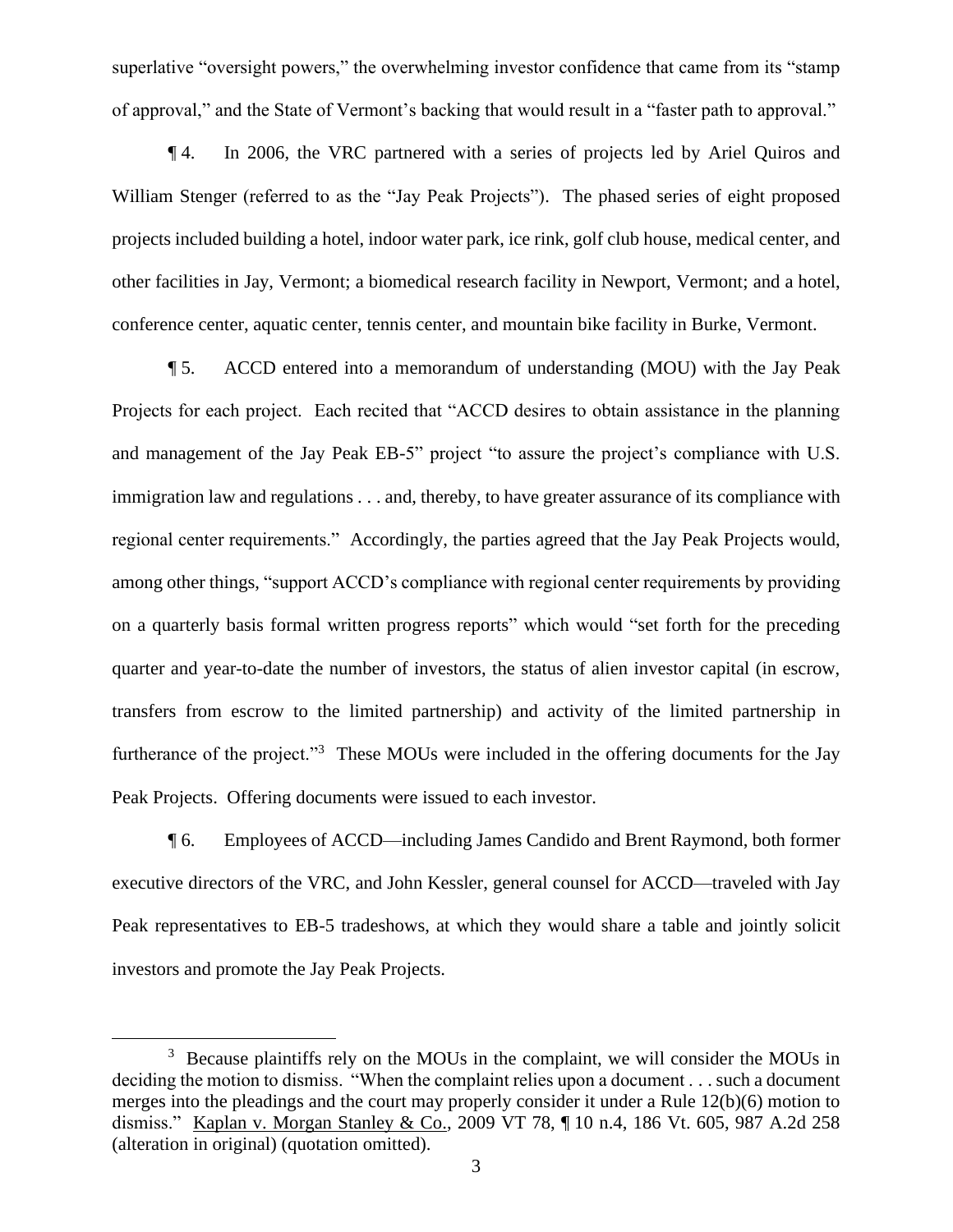superlative "oversight powers," the overwhelming investor confidence that came from its "stamp of approval," and the State of Vermont's backing that would result in a "faster path to approval."

¶ 4. In 2006, the VRC partnered with a series of projects led by Ariel Quiros and William Stenger (referred to as the "Jay Peak Projects"). The phased series of eight proposed projects included building a hotel, indoor water park, ice rink, golf club house, medical center, and other facilities in Jay, Vermont; a biomedical research facility in Newport, Vermont; and a hotel, conference center, aquatic center, tennis center, and mountain bike facility in Burke, Vermont.

¶ 5. ACCD entered into a memorandum of understanding (MOU) with the Jay Peak Projects for each project. Each recited that "ACCD desires to obtain assistance in the planning and management of the Jay Peak EB-5" project "to assure the project's compliance with U.S. immigration law and regulations . . . and, thereby, to have greater assurance of its compliance with regional center requirements." Accordingly, the parties agreed that the Jay Peak Projects would, among other things, "support ACCD's compliance with regional center requirements by providing on a quarterly basis formal written progress reports" which would "set forth for the preceding quarter and year-to-date the number of investors, the status of alien investor capital (in escrow, transfers from escrow to the limited partnership) and activity of the limited partnership in furtherance of the project."[3] These MOUs were included in the offering documents for the Jay Peak Projects. Offering documents were issued to each investor.

¶ 6. Employees of ACCD—including James Candido and Brent Raymond, both former executive directors of the VRC, and John Kessler, general counsel for ACCD—traveled with Jay Peak representatives to EB-5 tradeshows, at which they would share a table and jointly solicit investors and promote the Jay Peak Projects.

---

[3] Because plaintiffs rely on the MOUs in the complaint, we will consider the MOUs in deciding the motion to dismiss. "When the complaint relies upon a document . . . such a document merges into the pleadings and the court may properly consider it under a Rule 12(b)(6) motion to dismiss." Kaplan v. Morgan Stanley & Co., 2009 VT 78, ¶ 10 n.4, 186 Vt. 605, 987 A.2d 258 (alteration in original) (quotation omitted).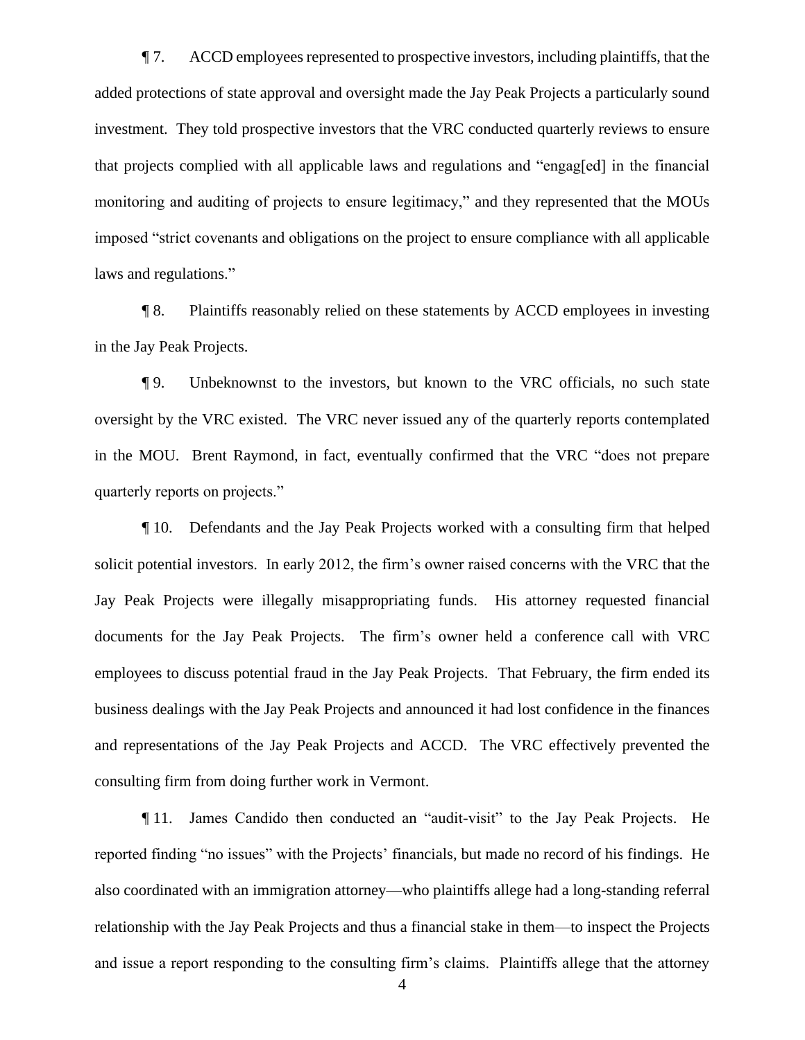¶ 7. ACCD employees represented to prospective investors, including plaintiffs, that the added protections of state approval and oversight made the Jay Peak Projects a particularly sound investment. They told prospective investors that the VRC conducted quarterly reviews to ensure that projects complied with all applicable laws and regulations and "engag[ed] in the financial monitoring and auditing of projects to ensure legitimacy," and they represented that the MOUs imposed "strict covenants and obligations on the project to ensure compliance with all applicable laws and regulations."

¶ 8. Plaintiffs reasonably relied on these statements by ACCD employees in investing in the Jay Peak Projects.

¶ 9. Unbeknownst to the investors, but known to the VRC officials, no such state oversight by the VRC existed. The VRC never issued any of the quarterly reports contemplated in the MOU. Brent Raymond, in fact, eventually confirmed that the VRC "does not prepare quarterly reports on projects."

¶ 10. Defendants and the Jay Peak Projects worked with a consulting firm that helped solicit potential investors. In early 2012, the firm's owner raised concerns with the VRC that the Jay Peak Projects were illegally misappropriating funds. His attorney requested financial documents for the Jay Peak Projects. The firm's owner held a conference call with VRC employees to discuss potential fraud in the Jay Peak Projects. That February, the firm ended its business dealings with the Jay Peak Projects and announced it had lost confidence in the finances and representations of the Jay Peak Projects and ACCD. The VRC effectively prevented the consulting firm from doing further work in Vermont.

¶ 11. James Candido then conducted an "audit-visit" to the Jay Peak Projects. He reported finding "no issues" with the Projects' financials, but made no record of his findings. He also coordinated with an immigration attorney—who plaintiffs allege had a long-standing referral relationship with the Jay Peak Projects and thus a financial stake in them—to inspect the Projects and issue a report responding to the consulting firm's claims. Plaintiffs allege that the attorney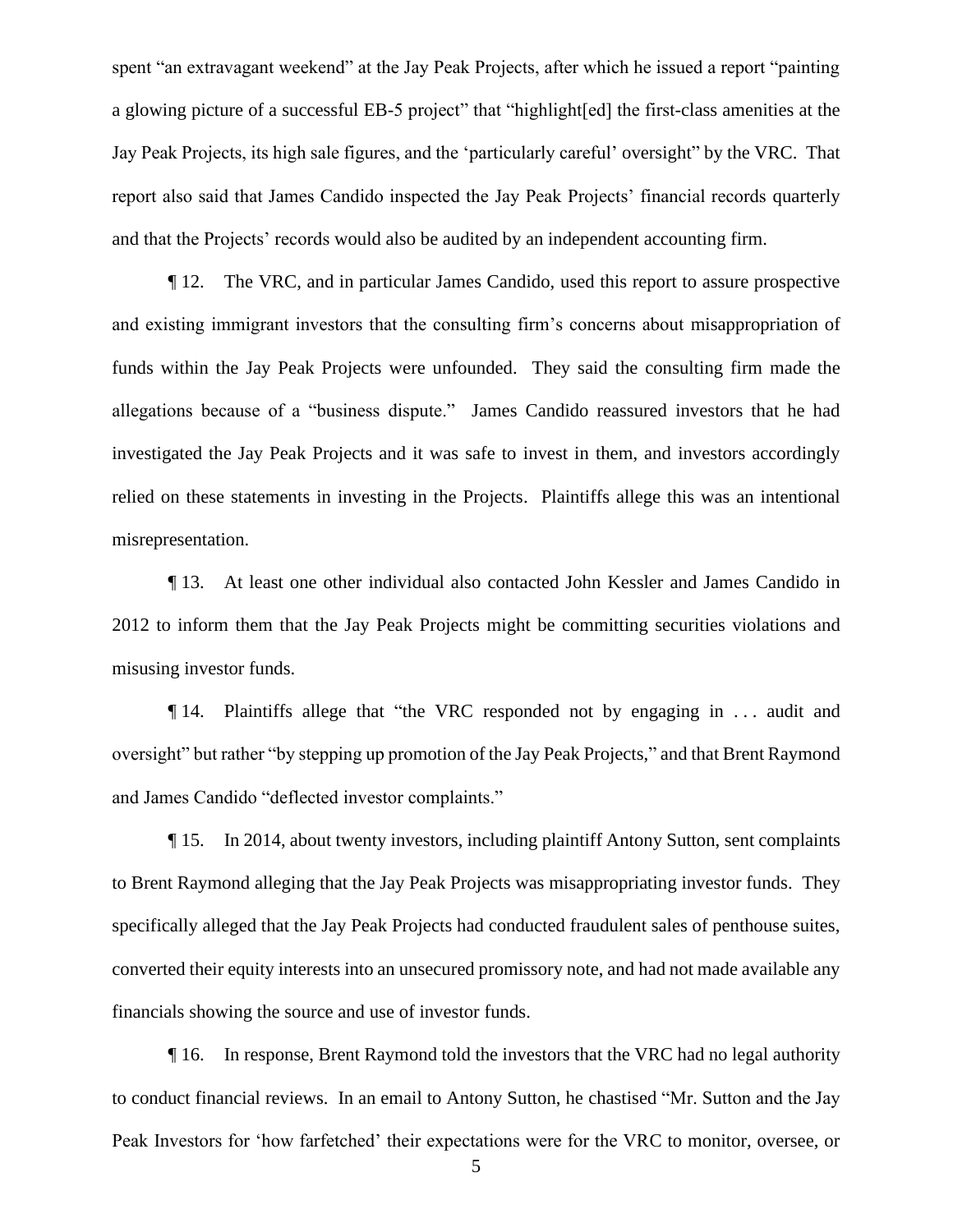spent "an extravagant weekend" at the Jay Peak Projects, after which he issued a report "painting a glowing picture of a successful EB-5 project" that "highlight[ed] the first-class amenities at the Jay Peak Projects, its high sale figures, and the 'particularly careful' oversight" by the VRC. That report also said that James Candido inspected the Jay Peak Projects' financial records quarterly and that the Projects' records would also be audited by an independent accounting firm.

¶ 12. The VRC, and in particular James Candido, used this report to assure prospective and existing immigrant investors that the consulting firm's concerns about misappropriation of funds within the Jay Peak Projects were unfounded. They said the consulting firm made the allegations because of a "business dispute." James Candido reassured investors that he had investigated the Jay Peak Projects and it was safe to invest in them, and investors accordingly relied on these statements in investing in the Projects. Plaintiffs allege this was an intentional misrepresentation.

¶ 13. At least one other individual also contacted John Kessler and James Candido in 2012 to inform them that the Jay Peak Projects might be committing securities violations and misusing investor funds.

¶ 14. Plaintiffs allege that "the VRC responded not by engaging in . . . audit and oversight" but rather "by stepping up promotion of the Jay Peak Projects," and that Brent Raymond and James Candido "deflected investor complaints."

¶ 15. In 2014, about twenty investors, including plaintiff Antony Sutton, sent complaints to Brent Raymond alleging that the Jay Peak Projects was misappropriating investor funds. They specifically alleged that the Jay Peak Projects had conducted fraudulent sales of penthouse suites, converted their equity interests into an unsecured promissory note, and had not made available any financials showing the source and use of investor funds.

¶ 16. In response, Brent Raymond told the investors that the VRC had no legal authority to conduct financial reviews. In an email to Antony Sutton, he chastised "Mr. Sutton and the Jay Peak Investors for 'how farfetched' their expectations were for the VRC to monitor, oversee, or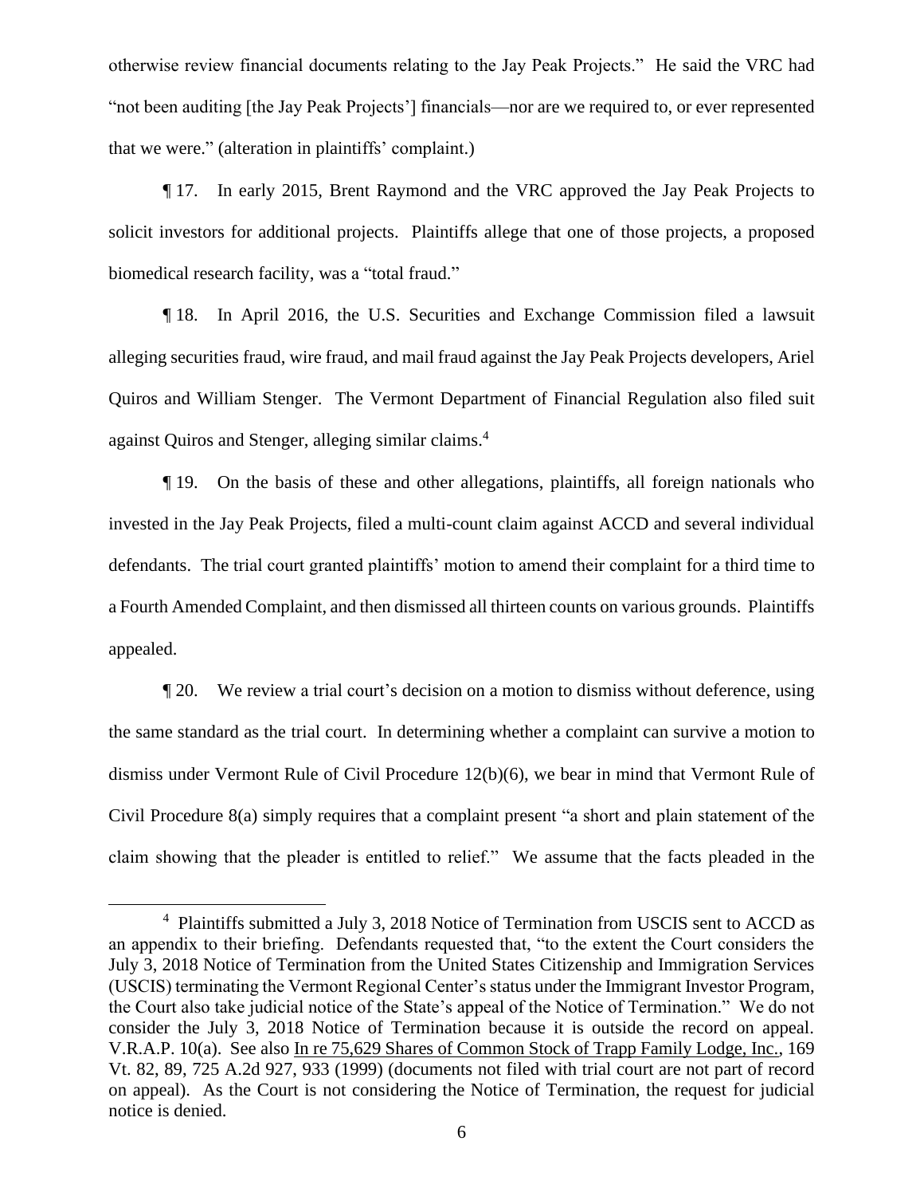otherwise review financial documents relating to the Jay Peak Projects." He said the VRC had "not been auditing [the Jay Peak Projects'] financials—nor are we required to, or ever represented that we were." (alteration in plaintiffs' complaint.)

¶ 17. In early 2015, Brent Raymond and the VRC approved the Jay Peak Projects to solicit investors for additional projects. Plaintiffs allege that one of those projects, a proposed biomedical research facility, was a "total fraud."

¶ 18. In April 2016, the U.S. Securities and Exchange Commission filed a lawsuit alleging securities fraud, wire fraud, and mail fraud against the Jay Peak Projects developers, Ariel Quiros and William Stenger. The Vermont Department of Financial Regulation also filed suit against Quiros and Stenger, alleging similar claims.[4]

¶ 19. On the basis of these and other allegations, plaintiffs, all foreign nationals who invested in the Jay Peak Projects, filed a multi-count claim against ACCD and several individual defendants. The trial court granted plaintiffs' motion to amend their complaint for a third time to a Fourth Amended Complaint, and then dismissed all thirteen counts on various grounds. Plaintiffs appealed.

¶ 20. We review a trial court's decision on a motion to dismiss without deference, using the same standard as the trial court. In determining whether a complaint can survive a motion to dismiss under Vermont Rule of Civil Procedure 12(b)(6), we bear in mind that Vermont Rule of Civil Procedure 8(a) simply requires that a complaint present "a short and plain statement of the claim showing that the pleader is entitled to relief." We assume that the facts pleaded in the

---

[4] Plaintiffs submitted a July 3, 2018 Notice of Termination from USCIS sent to ACCD as an appendix to their briefing. Defendants requested that, "to the extent the Court considers the July 3, 2018 Notice of Termination from the United States Citizenship and Immigration Services (USCIS) terminating the Vermont Regional Center's status under the Immigrant Investor Program, the Court also take judicial notice of the State's appeal of the Notice of Termination." We do not consider the July 3, 2018 Notice of Termination because it is outside the record on appeal. V.R.A.P. 10(a). See also In re 75,629 Shares of Common Stock of Trapp Family Lodge, Inc., 169 Vt. 82, 89, 725 A.2d 927, 933 (1999) (documents not filed with trial court are not part of record on appeal). As the Court is not considering the Notice of Termination, the request for judicial notice is denied.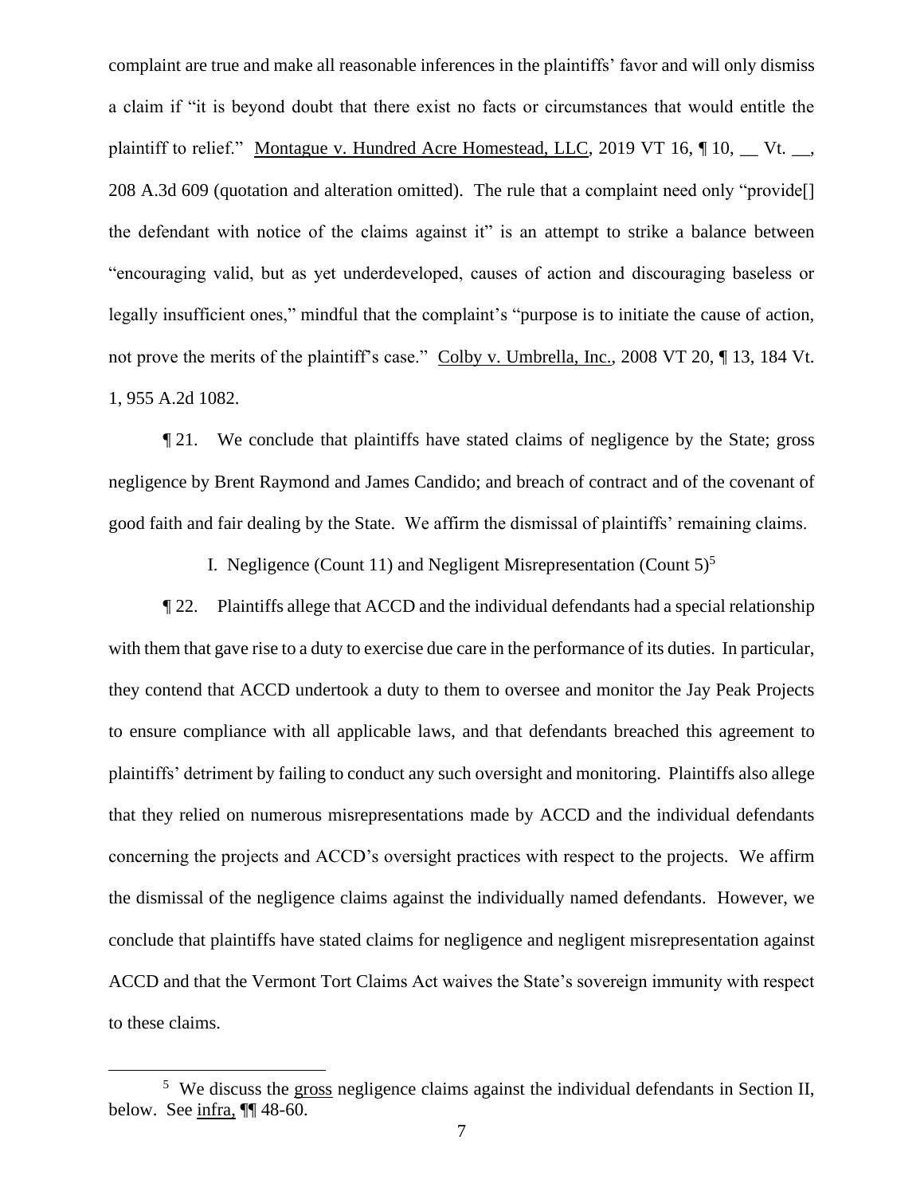complaint are true and make all reasonable inferences in the plaintiffs' favor and will only dismiss a claim if "it is beyond doubt that there exist no facts or circumstances that would entitle the plaintiff to relief." Montague v. Hundred Acre Homestead, LLC, 2019 VT 16, ¶ 10, __ Vt. __, 208 A.3d 609 (quotation and alteration omitted). The rule that a complaint need only "provide[] the defendant with notice of the claims against it" is an attempt to strike a balance between "encouraging valid, but as yet underdeveloped, causes of action and discouraging baseless or legally insufficient ones," mindful that the complaint's "purpose is to initiate the cause of action, not prove the merits of the plaintiff's case." Colby v. Umbrella, Inc., 2008 VT 20, ¶ 13, 184 Vt. 1, 955 A.2d 1082.

¶ 21. We conclude that plaintiffs have stated claims of negligence by the State; gross negligence by Brent Raymond and James Candido; and breach of contract and of the covenant of good faith and fair dealing by the State. We affirm the dismissal of plaintiffs' remaining claims.

## I. Negligence (Count 11) and Negligent Misrepresentation (Count 5)[5]

¶ 22. Plaintiffs allege that ACCD and the individual defendants had a special relationship with them that gave rise to a duty to exercise due care in the performance of its duties. In particular, they contend that ACCD undertook a duty to them to oversee and monitor the Jay Peak Projects to ensure compliance with all applicable laws, and that defendants breached this agreement to plaintiffs' detriment by failing to conduct any such oversight and monitoring. Plaintiffs also allege that they relied on numerous misrepresentations made by ACCD and the individual defendants concerning the projects and ACCD's oversight practices with respect to the projects. We affirm the dismissal of the negligence claims against the individually named defendants. However, we conclude that plaintiffs have stated claims for negligence and negligent misrepresentation against ACCD and that the Vermont Tort Claims Act waives the State's sovereign immunity with respect to these claims.

---

[5] We discuss the gross negligence claims against the individual defendants in Section II, below. See infra, ¶¶ 48-60.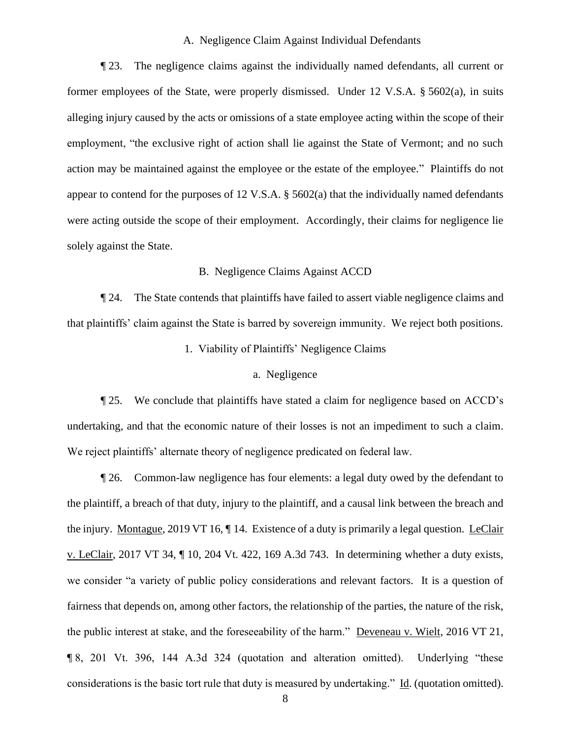### A. Negligence Claim Against Individual Defendants

¶ 23. The negligence claims against the individually named defendants, all current or former employees of the State, were properly dismissed. Under 12 V.S.A. § 5602(a), in suits alleging injury caused by the acts or omissions of a state employee acting within the scope of their employment, "the exclusive right of action shall lie against the State of Vermont; and no such action may be maintained against the employee or the estate of the employee." Plaintiffs do not appear to contend for the purposes of 12 V.S.A. § 5602(a) that the individually named defendants were acting outside the scope of their employment. Accordingly, their claims for negligence lie solely against the State.

### B. Negligence Claims Against ACCD

¶ 24. The State contends that plaintiffs have failed to assert viable negligence claims and that plaintiffs' claim against the State is barred by sovereign immunity. We reject both positions.

#### 1. Viability of Plaintiffs' Negligence Claims

##### a. Negligence

¶ 25. We conclude that plaintiffs have stated a claim for negligence based on ACCD's undertaking, and that the economic nature of their losses is not an impediment to such a claim. We reject plaintiffs' alternate theory of negligence predicated on federal law.

¶ 26. Common-law negligence has four elements: a legal duty owed by the defendant to the plaintiff, a breach of that duty, injury to the plaintiff, and a causal link between the breach and the injury. Montague, 2019 VT 16, ¶ 14. Existence of a duty is primarily a legal question. LeClair v. LeClair, 2017 VT 34, ¶ 10, 204 Vt. 422, 169 A.3d 743. In determining whether a duty exists, we consider "a variety of public policy considerations and relevant factors. It is a question of fairness that depends on, among other factors, the relationship of the parties, the nature of the risk, the public interest at stake, and the foreseeability of the harm." Deveneau v. Wielt, 2016 VT 21, ¶ 8, 201 Vt. 396, 144 A.3d 324 (quotation and alteration omitted). Underlying "these considerations is the basic tort rule that duty is measured by undertaking." Id. (quotation omitted).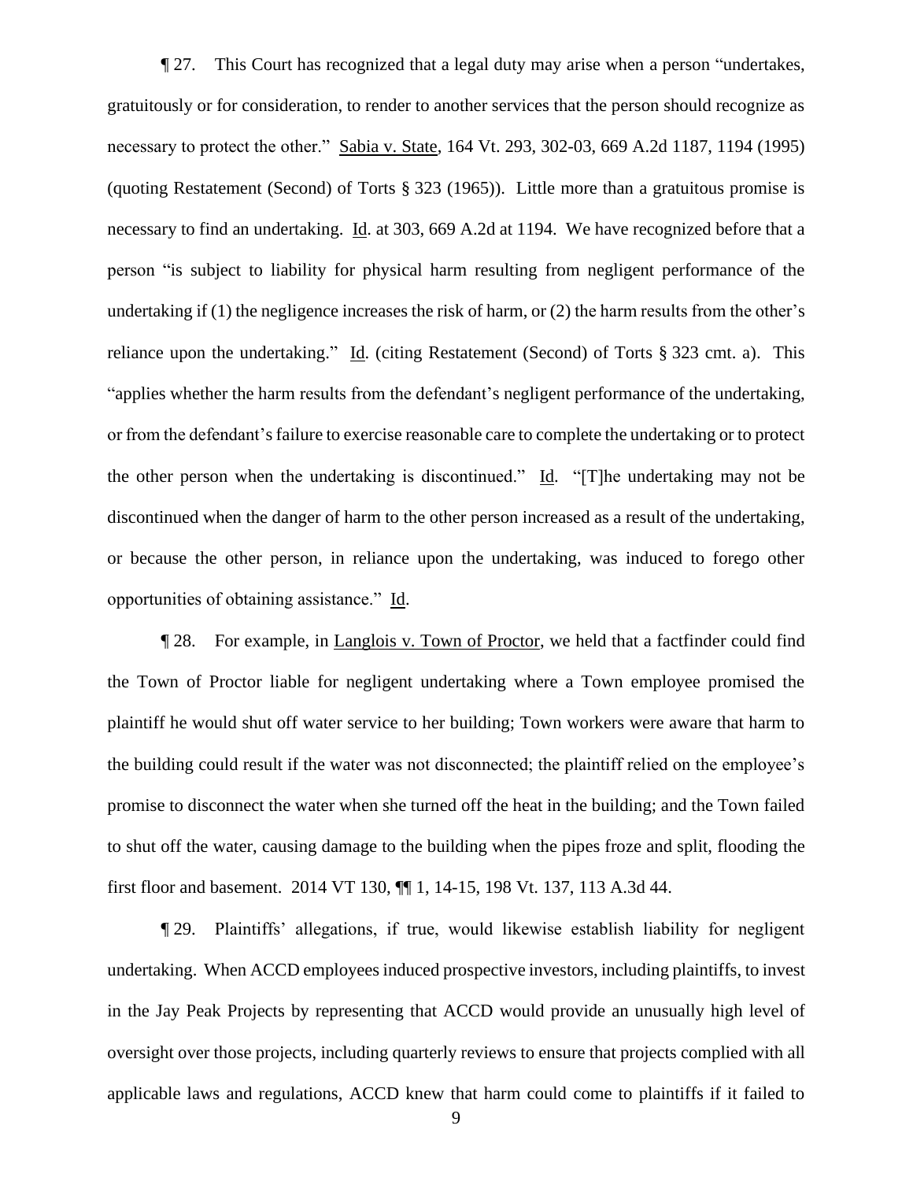¶ 27. This Court has recognized that a legal duty may arise when a person "undertakes, gratuitously or for consideration, to render to another services that the person should recognize as necessary to protect the other." Sabia v. State, 164 Vt. 293, 302-03, 669 A.2d 1187, 1194 (1995) (quoting Restatement (Second) of Torts § 323 (1965)). Little more than a gratuitous promise is necessary to find an undertaking. Id. at 303, 669 A.2d at 1194. We have recognized before that a person "is subject to liability for physical harm resulting from negligent performance of the undertaking if (1) the negligence increases the risk of harm, or (2) the harm results from the other's reliance upon the undertaking." Id. (citing Restatement (Second) of Torts § 323 cmt. a). This "applies whether the harm results from the defendant's negligent performance of the undertaking, or from the defendant's failure to exercise reasonable care to complete the undertaking or to protect the other person when the undertaking is discontinued." Id. "[T]he undertaking may not be discontinued when the danger of harm to the other person increased as a result of the undertaking, or because the other person, in reliance upon the undertaking, was induced to forego other opportunities of obtaining assistance." Id.

¶ 28. For example, in Langlois v. Town of Proctor, we held that a factfinder could find the Town of Proctor liable for negligent undertaking where a Town employee promised the plaintiff he would shut off water service to her building; Town workers were aware that harm to the building could result if the water was not disconnected; the plaintiff relied on the employee's promise to disconnect the water when she turned off the heat in the building; and the Town failed to shut off the water, causing damage to the building when the pipes froze and split, flooding the first floor and basement. 2014 VT 130, ¶¶ 1, 14-15, 198 Vt. 137, 113 A.3d 44.

¶ 29. Plaintiffs' allegations, if true, would likewise establish liability for negligent undertaking. When ACCD employees induced prospective investors, including plaintiffs, to invest in the Jay Peak Projects by representing that ACCD would provide an unusually high level of oversight over those projects, including quarterly reviews to ensure that projects complied with all applicable laws and regulations, ACCD knew that harm could come to plaintiffs if it failed to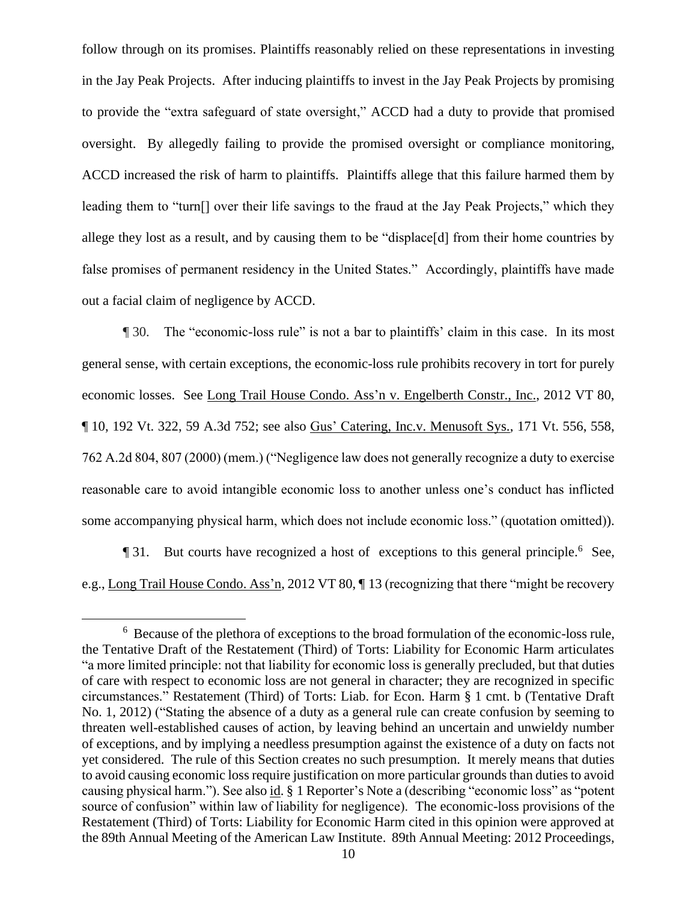follow through on its promises. Plaintiffs reasonably relied on these representations in investing in the Jay Peak Projects. After inducing plaintiffs to invest in the Jay Peak Projects by promising to provide the "extra safeguard of state oversight," ACCD had a duty to provide that promised oversight. By allegedly failing to provide the promised oversight or compliance monitoring, ACCD increased the risk of harm to plaintiffs. Plaintiffs allege that this failure harmed them by leading them to "turn[] over their life savings to the fraud at the Jay Peak Projects," which they allege they lost as a result, and by causing them to be "displace[d] from their home countries by false promises of permanent residency in the United States." Accordingly, plaintiffs have made out a facial claim of negligence by ACCD.

¶ 30. The "economic-loss rule" is not a bar to plaintiffs' claim in this case. In its most general sense, with certain exceptions, the economic-loss rule prohibits recovery in tort for purely economic losses. See Long Trail House Condo. Ass'n v. Engelberth Constr., Inc., 2012 VT 80, ¶ 10, 192 Vt. 322, 59 A.3d 752; see also Gus' Catering, Inc.v. Menusoft Sys., 171 Vt. 556, 558, 762 A.2d 804, 807 (2000) (mem.) ("Negligence law does not generally recognize a duty to exercise reasonable care to avoid intangible economic loss to another unless one's conduct has inflicted some accompanying physical harm, which does not include economic loss." (quotation omitted)).

¶ 31. But courts have recognized a host of exceptions to this general principle.[6] See, e.g., Long Trail House Condo. Ass'n, 2012 VT 80, ¶ 13 (recognizing that there "might be recovery

[6] Because of the plethora of exceptions to the broad formulation of the economic-loss rule, the Tentative Draft of the Restatement (Third) of Torts: Liability for Economic Harm articulates "a more limited principle: not that liability for economic loss is generally precluded, but that duties of care with respect to economic loss are not general in character; they are recognized in specific circumstances." Restatement (Third) of Torts: Liab. for Econ. Harm § 1 cmt. b (Tentative Draft No. 1, 2012) ("Stating the absence of a duty as a general rule can create confusion by seeming to threaten well-established causes of action, by leaving behind an uncertain and unwieldy number of exceptions, and by implying a needless presumption against the existence of a duty on facts not yet considered. The rule of this Section creates no such presumption. It merely means that duties to avoid causing economic loss require justification on more particular grounds than duties to avoid causing physical harm."). See also id. § 1 Reporter's Note a (describing "economic loss" as "potent source of confusion" within law of liability for negligence). The economic-loss provisions of the Restatement (Third) of Torts: Liability for Economic Harm cited in this opinion were approved at the 89th Annual Meeting of the American Law Institute. 89th Annual Meeting: 2012 Proceedings,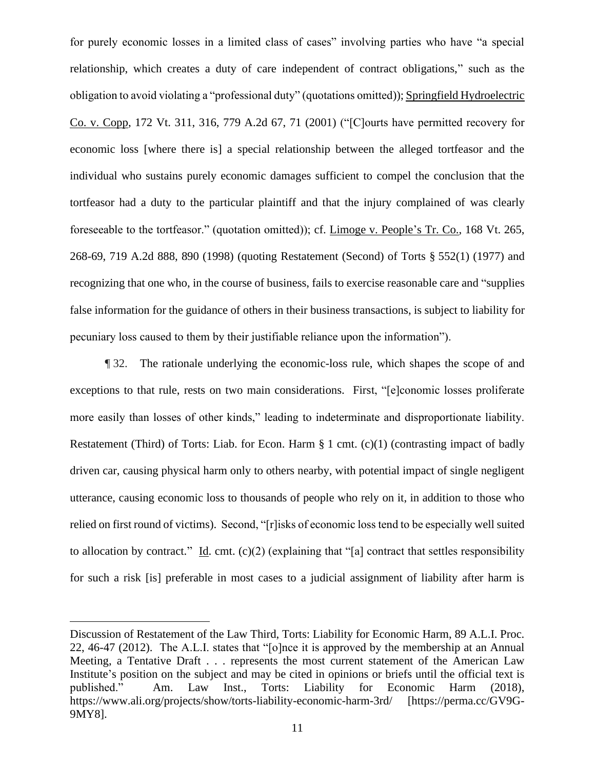for purely economic losses in a limited class of cases" involving parties who have "a special relationship, which creates a duty of care independent of contract obligations," such as the obligation to avoid violating a "professional duty" (quotations omitted)); Springfield Hydroelectric Co. v. Copp, 172 Vt. 311, 316, 779 A.2d 67, 71 (2001) ("[C]ourts have permitted recovery for economic loss [where there is] a special relationship between the alleged tortfeasor and the individual who sustains purely economic damages sufficient to compel the conclusion that the tortfeasor had a duty to the particular plaintiff and that the injury complained of was clearly foreseeable to the tortfeasor." (quotation omitted)); cf. Limoge v. People's Tr. Co., 168 Vt. 265, 268-69, 719 A.2d 888, 890 (1998) (quoting Restatement (Second) of Torts § 552(1) (1977) and recognizing that one who, in the course of business, fails to exercise reasonable care and "supplies false information for the guidance of others in their business transactions, is subject to liability for pecuniary loss caused to them by their justifiable reliance upon the information").

¶ 32. The rationale underlying the economic-loss rule, which shapes the scope of and exceptions to that rule, rests on two main considerations. First, "[e]conomic losses proliferate more easily than losses of other kinds," leading to indeterminate and disproportionate liability. Restatement (Third) of Torts: Liab. for Econ. Harm § 1 cmt. (c)(1) (contrasting impact of badly driven car, causing physical harm only to others nearby, with potential impact of single negligent utterance, causing economic loss to thousands of people who rely on it, in addition to those who relied on first round of victims). Second, "[r]isks of economic loss tend to be especially well suited to allocation by contract." Id. cmt. (c)(2) (explaining that "[a] contract that settles responsibility for such a risk [is] preferable in most cases to a judicial assignment of liability after harm is

---

Discussion of Restatement of the Law Third, Torts: Liability for Economic Harm, 89 A.L.I. Proc. 22, 46-47 (2012). The A.L.I. states that "[o]nce it is approved by the membership at an Annual Meeting, a Tentative Draft . . . represents the most current statement of the American Law Institute's position on the subject and may be cited in opinions or briefs until the official text is published." Am. Law Inst., Torts: Liability for Economic Harm (2018), https://www.ali.org/projects/show/torts-liability-economic-harm-3rd/ [https://perma.cc/GV9G-9MY8].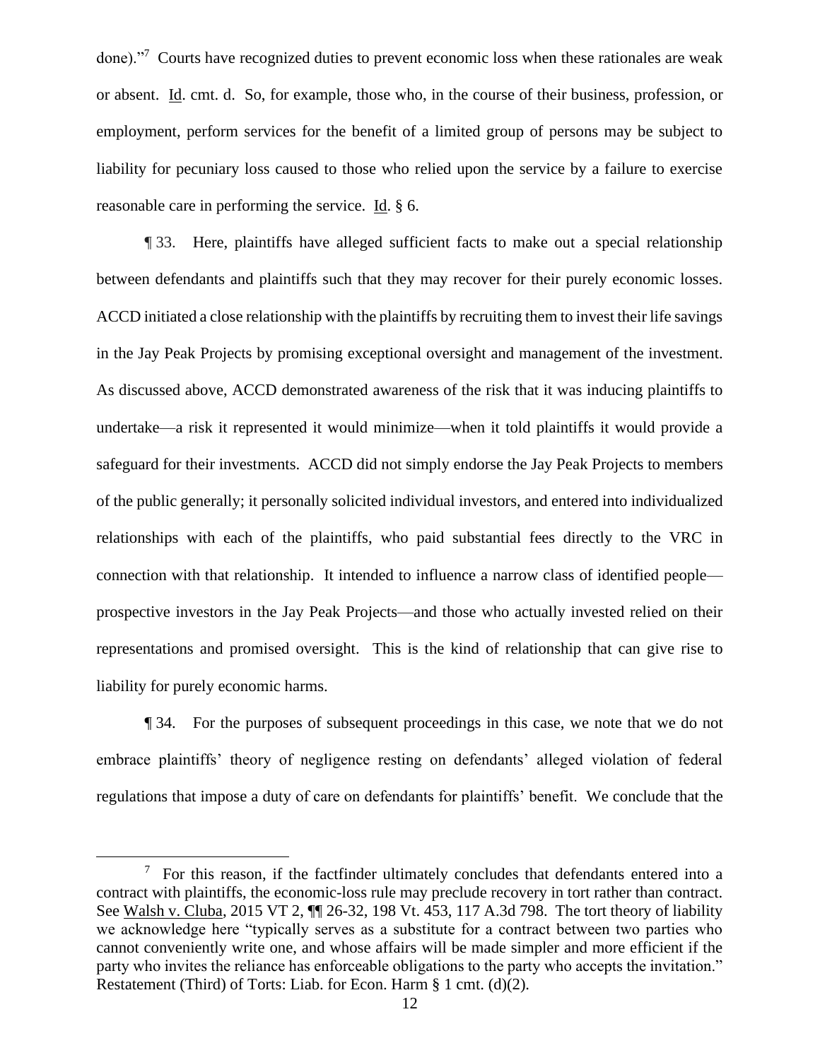done)."[7] Courts have recognized duties to prevent economic loss when these rationales are weak or absent. Id. cmt. d. So, for example, those who, in the course of their business, profession, or employment, perform services for the benefit of a limited group of persons may be subject to liability for pecuniary loss caused to those who relied upon the service by a failure to exercise reasonable care in performing the service. Id. § 6.

¶ 33. Here, plaintiffs have alleged sufficient facts to make out a special relationship between defendants and plaintiffs such that they may recover for their purely economic losses. ACCD initiated a close relationship with the plaintiffs by recruiting them to invest their life savings in the Jay Peak Projects by promising exceptional oversight and management of the investment. As discussed above, ACCD demonstrated awareness of the risk that it was inducing plaintiffs to undertake—a risk it represented it would minimize—when it told plaintiffs it would provide a safeguard for their investments. ACCD did not simply endorse the Jay Peak Projects to members of the public generally; it personally solicited individual investors, and entered into individualized relationships with each of the plaintiffs, who paid substantial fees directly to the VRC in connection with that relationship. It intended to influence a narrow class of identified people—prospective investors in the Jay Peak Projects—and those who actually invested relied on their representations and promised oversight. This is the kind of relationship that can give rise to liability for purely economic harms.

¶ 34. For the purposes of subsequent proceedings in this case, we note that we do not embrace plaintiffs' theory of negligence resting on defendants' alleged violation of federal regulations that impose a duty of care on defendants for plaintiffs' benefit. We conclude that the

---

[7] For this reason, if the factfinder ultimately concludes that defendants entered into a contract with plaintiffs, the economic-loss rule may preclude recovery in tort rather than contract. See Walsh v. Cluba, 2015 VT 2, ¶¶ 26-32, 198 Vt. 453, 117 A.3d 798. The tort theory of liability we acknowledge here "typically serves as a substitute for a contract between two parties who cannot conveniently write one, and whose affairs will be made simpler and more efficient if the party who invites the reliance has enforceable obligations to the party who accepts the invitation." Restatement (Third) of Torts: Liab. for Econ. Harm § 1 cmt. (d)(2).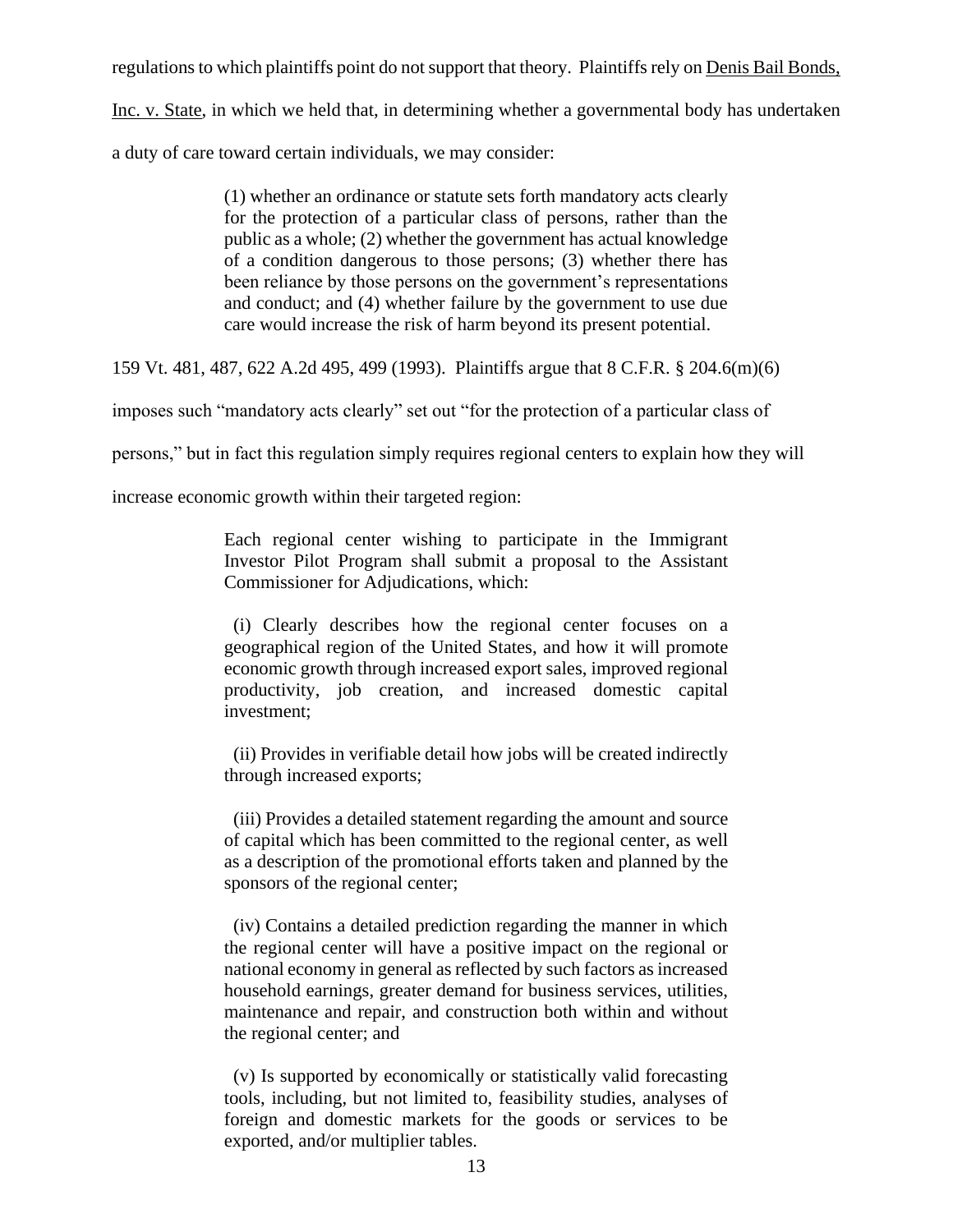regulations to which plaintiffs point do not support that theory. Plaintiffs rely on Denis Bail Bonds, Inc. v. State, in which we held that, in determining whether a governmental body has undertaken a duty of care toward certain individuals, we may consider:

> (1) whether an ordinance or statute sets forth mandatory acts clearly for the protection of a particular class of persons, rather than the public as a whole; (2) whether the government has actual knowledge of a condition dangerous to those persons; (3) whether there has been reliance by those persons on the government's representations and conduct; and (4) whether failure by the government to use due care would increase the risk of harm beyond its present potential.

159 Vt. 481, 487, 622 A.2d 495, 499 (1993). Plaintiffs argue that 8 C.F.R. § 204.6(m)(6) imposes such "mandatory acts clearly" set out "for the protection of a particular class of persons," but in fact this regulation simply requires regional centers to explain how they will increase economic growth within their targeted region:

> Each regional center wishing to participate in the Immigrant Investor Pilot Program shall submit a proposal to the Assistant Commissioner for Adjudications, which:
>
> (i) Clearly describes how the regional center focuses on a geographical region of the United States, and how it will promote economic growth through increased export sales, improved regional productivity, job creation, and increased domestic capital investment;
>
> (ii) Provides in verifiable detail how jobs will be created indirectly through increased exports;
>
> (iii) Provides a detailed statement regarding the amount and source of capital which has been committed to the regional center, as well as a description of the promotional efforts taken and planned by the sponsors of the regional center;
>
> (iv) Contains a detailed prediction regarding the manner in which the regional center will have a positive impact on the regional or national economy in general as reflected by such factors as increased household earnings, greater demand for business services, utilities, maintenance and repair, and construction both within and without the regional center; and
>
> (v) Is supported by economically or statistically valid forecasting tools, including, but not limited to, feasibility studies, analyses of foreign and domestic markets for the goods or services to be exported, and/or multiplier tables.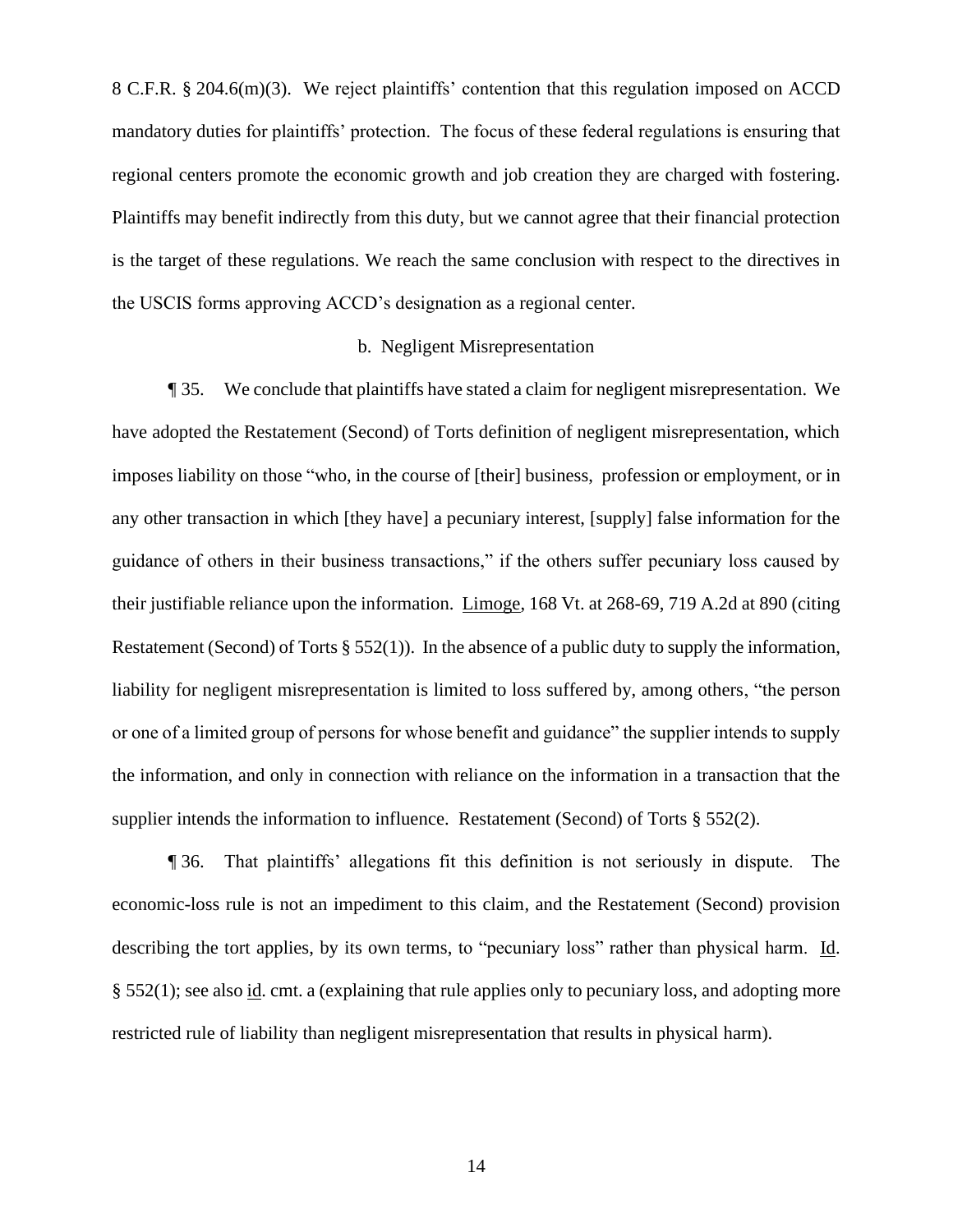8 C.F.R. § 204.6(m)(3). We reject plaintiffs' contention that this regulation imposed on ACCD mandatory duties for plaintiffs' protection. The focus of these federal regulations is ensuring that regional centers promote the economic growth and job creation they are charged with fostering. Plaintiffs may benefit indirectly from this duty, but we cannot agree that their financial protection is the target of these regulations. We reach the same conclusion with respect to the directives in the USCIS forms approving ACCD's designation as a regional center.

b. Negligent Misrepresentation

¶ 35. We conclude that plaintiffs have stated a claim for negligent misrepresentation. We have adopted the Restatement (Second) of Torts definition of negligent misrepresentation, which imposes liability on those "who, in the course of [their] business, profession or employment, or in any other transaction in which [they have] a pecuniary interest, [supply] false information for the guidance of others in their business transactions," if the others suffer pecuniary loss caused by their justifiable reliance upon the information. Limoge, 168 Vt. at 268-69, 719 A.2d at 890 (citing Restatement (Second) of Torts § 552(1)). In the absence of a public duty to supply the information, liability for negligent misrepresentation is limited to loss suffered by, among others, "the person or one of a limited group of persons for whose benefit and guidance" the supplier intends to supply the information, and only in connection with reliance on the information in a transaction that the supplier intends the information to influence. Restatement (Second) of Torts § 552(2).

¶ 36. That plaintiffs' allegations fit this definition is not seriously in dispute. The economic-loss rule is not an impediment to this claim, and the Restatement (Second) provision describing the tort applies, by its own terms, to "pecuniary loss" rather than physical harm. Id. § 552(1); see also id. cmt. a (explaining that rule applies only to pecuniary loss, and adopting more restricted rule of liability than negligent misrepresentation that results in physical harm).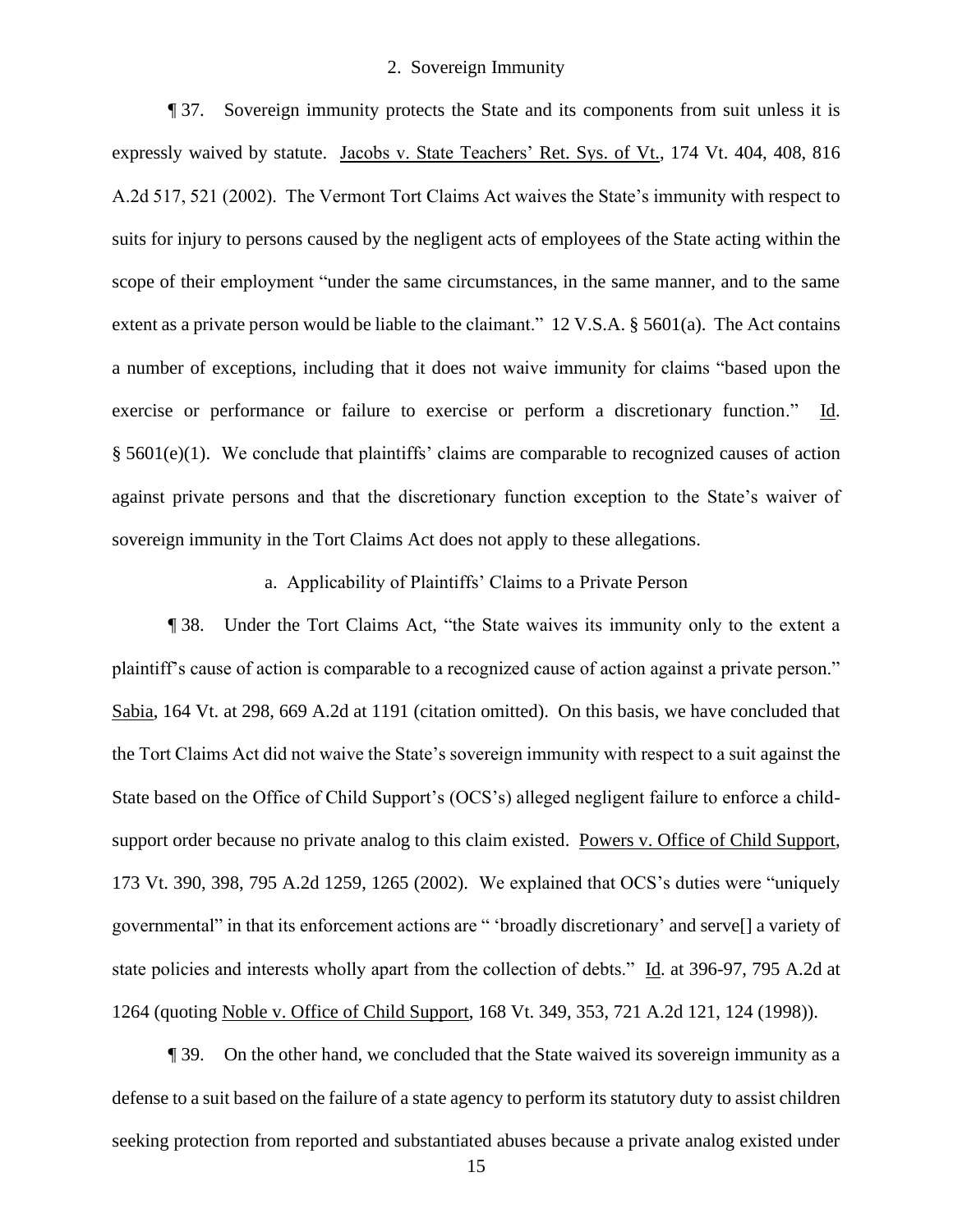### 2. Sovereign Immunity

¶ 37. Sovereign immunity protects the State and its components from suit unless it is expressly waived by statute. Jacobs v. State Teachers' Ret. Sys. of Vt., 174 Vt. 404, 408, 816 A.2d 517, 521 (2002). The Vermont Tort Claims Act waives the State's immunity with respect to suits for injury to persons caused by the negligent acts of employees of the State acting within the scope of their employment "under the same circumstances, in the same manner, and to the same extent as a private person would be liable to the claimant." 12 V.S.A. § 5601(a). The Act contains a number of exceptions, including that it does not waive immunity for claims "based upon the exercise or performance or failure to exercise or perform a discretionary function." Id. § 5601(e)(1). We conclude that plaintiffs' claims are comparable to recognized causes of action against private persons and that the discretionary function exception to the State's waiver of sovereign immunity in the Tort Claims Act does not apply to these allegations.

#### a. Applicability of Plaintiffs' Claims to a Private Person

¶ 38. Under the Tort Claims Act, "the State waives its immunity only to the extent a plaintiff's cause of action is comparable to a recognized cause of action against a private person." Sabia, 164 Vt. at 298, 669 A.2d at 1191 (citation omitted). On this basis, we have concluded that the Tort Claims Act did not waive the State's sovereign immunity with respect to a suit against the State based on the Office of Child Support's (OCS's) alleged negligent failure to enforce a child-support order because no private analog to this claim existed. Powers v. Office of Child Support, 173 Vt. 390, 398, 795 A.2d 1259, 1265 (2002). We explained that OCS's duties were "uniquely governmental" in that its enforcement actions are " 'broadly discretionary' and serve[] a variety of state policies and interests wholly apart from the collection of debts." Id. at 396-97, 795 A.2d at 1264 (quoting Noble v. Office of Child Support, 168 Vt. 349, 353, 721 A.2d 121, 124 (1998)).

¶ 39. On the other hand, we concluded that the State waived its sovereign immunity as a defense to a suit based on the failure of a state agency to perform its statutory duty to assist children seeking protection from reported and substantiated abuses because a private analog existed under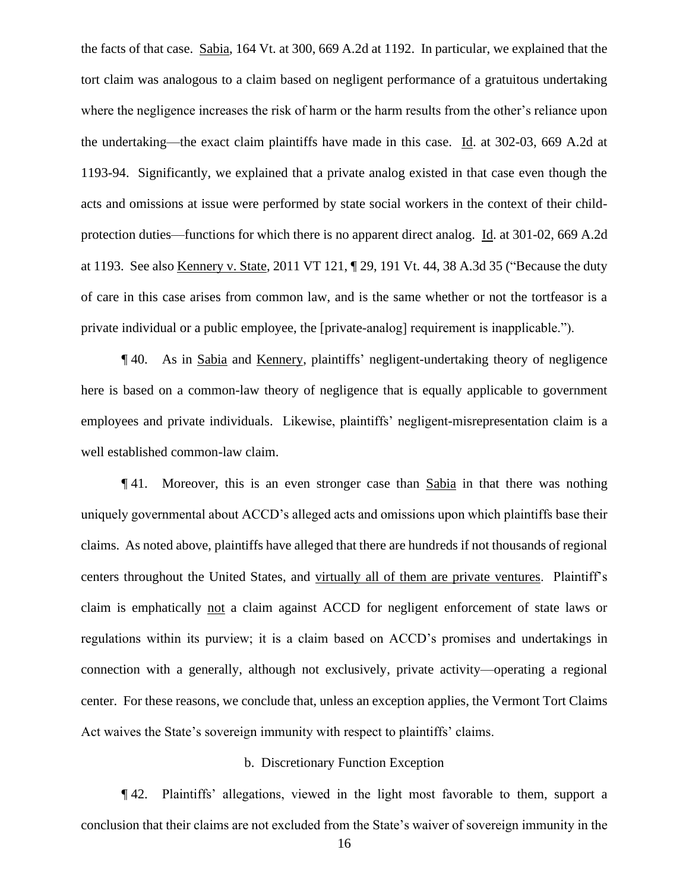the facts of that case. Sabia, 164 Vt. at 300, 669 A.2d at 1192. In particular, we explained that the tort claim was analogous to a claim based on negligent performance of a gratuitous undertaking where the negligence increases the risk of harm or the harm results from the other's reliance upon the undertaking—the exact claim plaintiffs have made in this case. Id. at 302-03, 669 A.2d at 1193-94. Significantly, we explained that a private analog existed in that case even though the acts and omissions at issue were performed by state social workers in the context of their child-protection duties—functions for which there is no apparent direct analog. Id. at 301-02, 669 A.2d at 1193. See also Kennery v. State, 2011 VT 121, ¶ 29, 191 Vt. 44, 38 A.3d 35 ("Because the duty of care in this case arises from common law, and is the same whether or not the tortfeasor is a private individual or a public employee, the [private-analog] requirement is inapplicable.").

¶ 40. As in Sabia and Kennery, plaintiffs' negligent-undertaking theory of negligence here is based on a common-law theory of negligence that is equally applicable to government employees and private individuals. Likewise, plaintiffs' negligent-misrepresentation claim is a well established common-law claim.

¶ 41. Moreover, this is an even stronger case than Sabia in that there was nothing uniquely governmental about ACCD's alleged acts and omissions upon which plaintiffs base their claims. As noted above, plaintiffs have alleged that there are hundreds if not thousands of regional centers throughout the United States, and virtually all of them are private ventures. Plaintiff's claim is emphatically not a claim against ACCD for negligent enforcement of state laws or regulations within its purview; it is a claim based on ACCD's promises and undertakings in connection with a generally, although not exclusively, private activity—operating a regional center. For these reasons, we conclude that, unless an exception applies, the Vermont Tort Claims Act waives the State's sovereign immunity with respect to plaintiffs' claims.

b. Discretionary Function Exception

¶ 42. Plaintiffs' allegations, viewed in the light most favorable to them, support a conclusion that their claims are not excluded from the State's waiver of sovereign immunity in the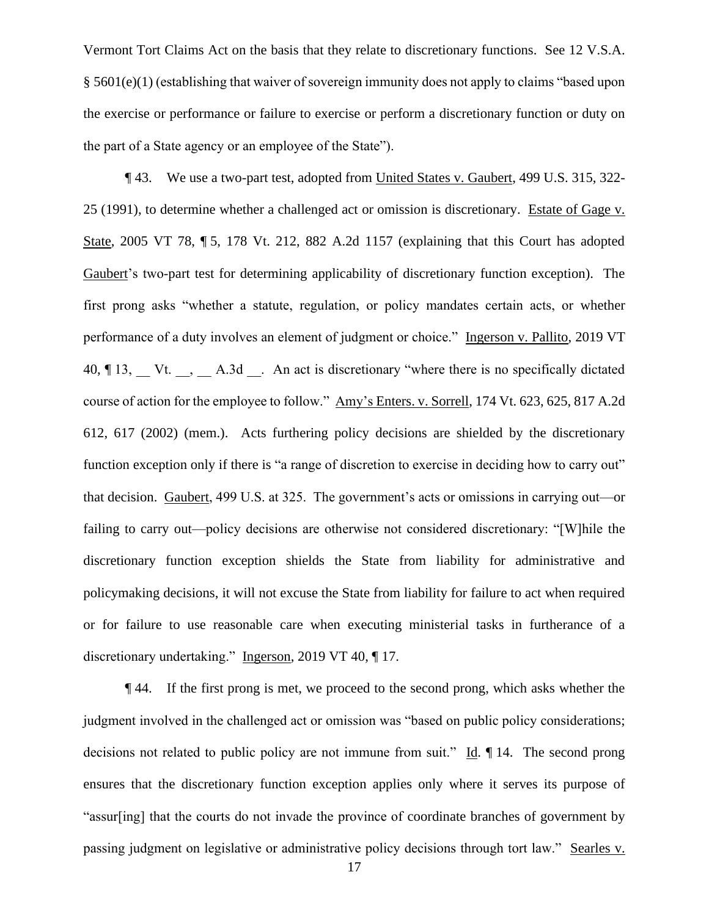Vermont Tort Claims Act on the basis that they relate to discretionary functions. See 12 V.S.A. § 5601(e)(1) (establishing that waiver of sovereign immunity does not apply to claims "based upon the exercise or performance or failure to exercise or perform a discretionary function or duty on the part of a State agency or an employee of the State").

¶ 43. We use a two-part test, adopted from United States v. Gaubert, 499 U.S. 315, 322-25 (1991), to determine whether a challenged act or omission is discretionary. Estate of Gage v. State, 2005 VT 78, ¶ 5, 178 Vt. 212, 882 A.2d 1157 (explaining that this Court has adopted Gaubert's two-part test for determining applicability of discretionary function exception). The first prong asks "whether a statute, regulation, or policy mandates certain acts, or whether performance of a duty involves an element of judgment or choice." Ingerson v. Pallito, 2019 VT 40, ¶ 13, __ Vt. __, __ A.3d __. An act is discretionary "where there is no specifically dictated course of action for the employee to follow." Amy's Enters. v. Sorrell, 174 Vt. 623, 625, 817 A.2d 612, 617 (2002) (mem.). Acts furthering policy decisions are shielded by the discretionary function exception only if there is "a range of discretion to exercise in deciding how to carry out" that decision. Gaubert, 499 U.S. at 325. The government's acts or omissions in carrying out—or failing to carry out—policy decisions are otherwise not considered discretionary: "[W]hile the discretionary function exception shields the State from liability for administrative and policymaking decisions, it will not excuse the State from liability for failure to act when required or for failure to use reasonable care when executing ministerial tasks in furtherance of a discretionary undertaking." Ingerson, 2019 VT 40, ¶ 17.

¶ 44. If the first prong is met, we proceed to the second prong, which asks whether the judgment involved in the challenged act or omission was "based on public policy considerations; decisions not related to public policy are not immune from suit." Id. ¶ 14. The second prong ensures that the discretionary function exception applies only where it serves its purpose of "assur[ing] that the courts do not invade the province of coordinate branches of government by passing judgment on legislative or administrative policy decisions through tort law." Searles v.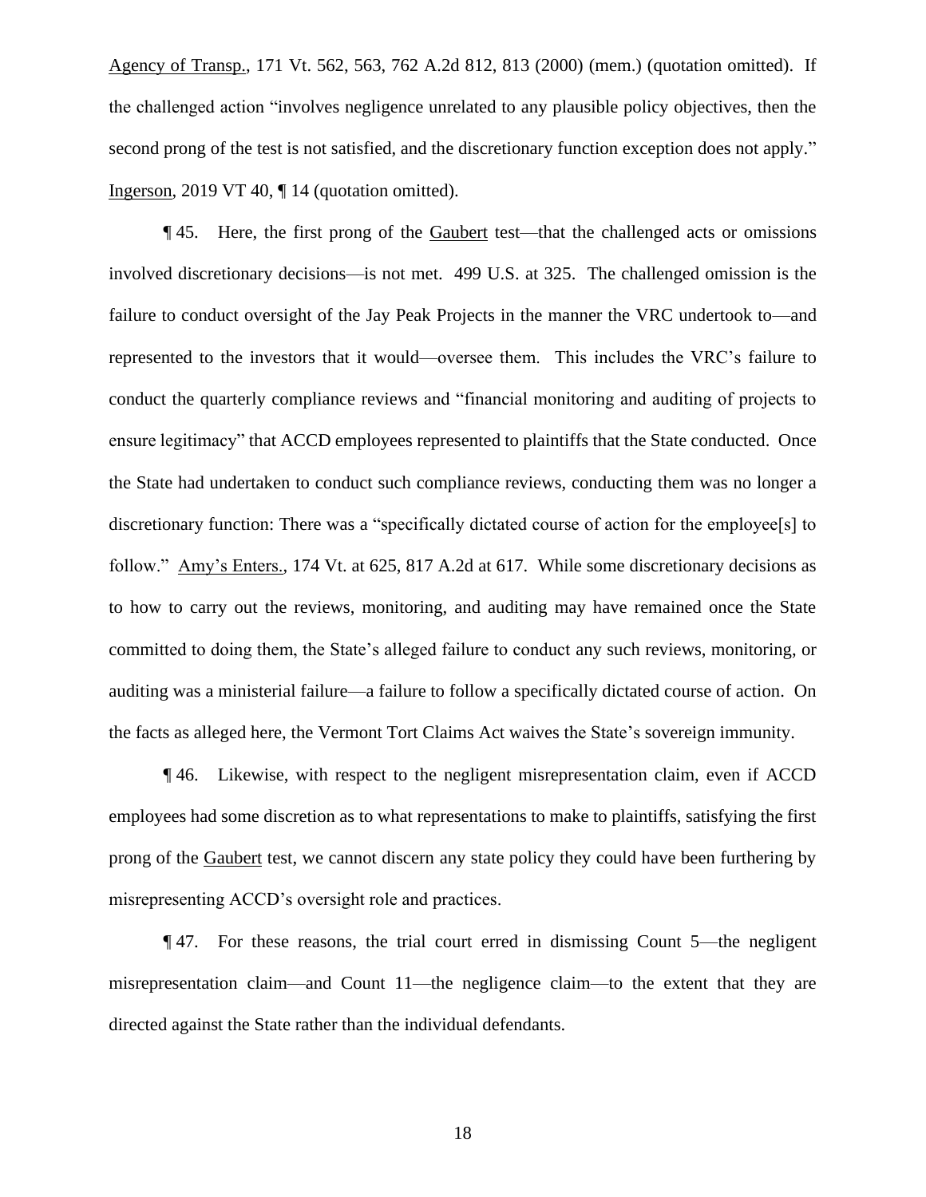Agency of Transp., 171 Vt. 562, 563, 762 A.2d 812, 813 (2000) (mem.) (quotation omitted). If the challenged action "involves negligence unrelated to any plausible policy objectives, then the second prong of the test is not satisfied, and the discretionary function exception does not apply." Ingerson, 2019 VT 40, ¶ 14 (quotation omitted).

¶ 45. Here, the first prong of the Gaubert test—that the challenged acts or omissions involved discretionary decisions—is not met. 499 U.S. at 325. The challenged omission is the failure to conduct oversight of the Jay Peak Projects in the manner the VRC undertook to—and represented to the investors that it would—oversee them. This includes the VRC's failure to conduct the quarterly compliance reviews and "financial monitoring and auditing of projects to ensure legitimacy" that ACCD employees represented to plaintiffs that the State conducted. Once the State had undertaken to conduct such compliance reviews, conducting them was no longer a discretionary function: There was a "specifically dictated course of action for the employee[s] to follow." Amy's Enters., 174 Vt. at 625, 817 A.2d at 617. While some discretionary decisions as to how to carry out the reviews, monitoring, and auditing may have remained once the State committed to doing them, the State's alleged failure to conduct any such reviews, monitoring, or auditing was a ministerial failure—a failure to follow a specifically dictated course of action. On the facts as alleged here, the Vermont Tort Claims Act waives the State's sovereign immunity.

¶ 46. Likewise, with respect to the negligent misrepresentation claim, even if ACCD employees had some discretion as to what representations to make to plaintiffs, satisfying the first prong of the Gaubert test, we cannot discern any state policy they could have been furthering by misrepresenting ACCD's oversight role and practices.

¶ 47. For these reasons, the trial court erred in dismissing Count 5—the negligent misrepresentation claim—and Count 11—the negligence claim—to the extent that they are directed against the State rather than the individual defendants.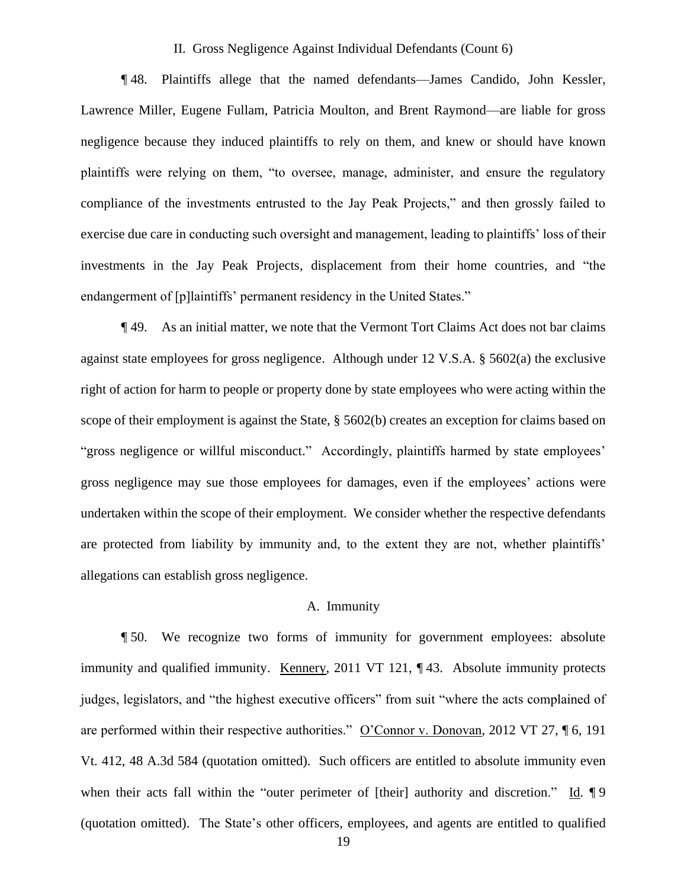## II. Gross Negligence Against Individual Defendants (Count 6)

¶ 48. Plaintiffs allege that the named defendants—James Candido, John Kessler, Lawrence Miller, Eugene Fullam, Patricia Moulton, and Brent Raymond—are liable for gross negligence because they induced plaintiffs to rely on them, and knew or should have known plaintiffs were relying on them, "to oversee, manage, administer, and ensure the regulatory compliance of the investments entrusted to the Jay Peak Projects," and then grossly failed to exercise due care in conducting such oversight and management, leading to plaintiffs' loss of their investments in the Jay Peak Projects, displacement from their home countries, and "the endangerment of [p]laintiffs' permanent residency in the United States."

¶ 49. As an initial matter, we note that the Vermont Tort Claims Act does not bar claims against state employees for gross negligence. Although under 12 V.S.A. § 5602(a) the exclusive right of action for harm to people or property done by state employees who were acting within the scope of their employment is against the State, § 5602(b) creates an exception for claims based on "gross negligence or willful misconduct." Accordingly, plaintiffs harmed by state employees' gross negligence may sue those employees for damages, even if the employees' actions were undertaken within the scope of their employment. We consider whether the respective defendants are protected from liability by immunity and, to the extent they are not, whether plaintiffs' allegations can establish gross negligence.

### A. Immunity

¶ 50. We recognize two forms of immunity for government employees: absolute immunity and qualified immunity. Kennery, 2011 VT 121, ¶ 43. Absolute immunity protects judges, legislators, and "the highest executive officers" from suit "where the acts complained of are performed within their respective authorities." O'Connor v. Donovan, 2012 VT 27, ¶ 6, 191 Vt. 412, 48 A.3d 584 (quotation omitted). Such officers are entitled to absolute immunity even when their acts fall within the "outer perimeter of [their] authority and discretion." Id. ¶ 9 (quotation omitted). The State's other officers, employees, and agents are entitled to qualified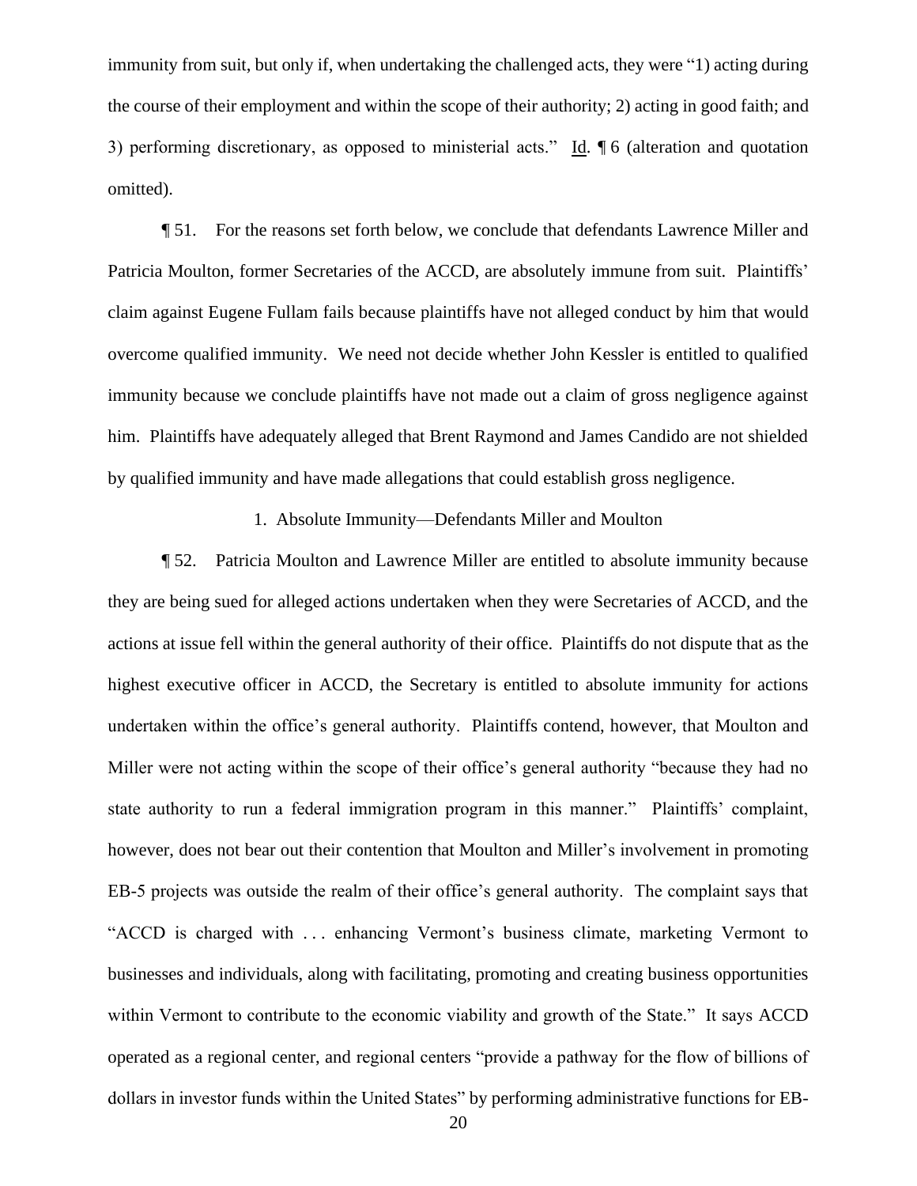immunity from suit, but only if, when undertaking the challenged acts, they were "1) acting during the course of their employment and within the scope of their authority; 2) acting in good faith; and 3) performing discretionary, as opposed to ministerial acts." Id. ¶ 6 (alteration and quotation omitted).

¶ 51. For the reasons set forth below, we conclude that defendants Lawrence Miller and Patricia Moulton, former Secretaries of the ACCD, are absolutely immune from suit. Plaintiffs' claim against Eugene Fullam fails because plaintiffs have not alleged conduct by him that would overcome qualified immunity. We need not decide whether John Kessler is entitled to qualified immunity because we conclude plaintiffs have not made out a claim of gross negligence against him. Plaintiffs have adequately alleged that Brent Raymond and James Candido are not shielded by qualified immunity and have made allegations that could establish gross negligence.

1. Absolute Immunity—Defendants Miller and Moulton

¶ 52. Patricia Moulton and Lawrence Miller are entitled to absolute immunity because they are being sued for alleged actions undertaken when they were Secretaries of ACCD, and the actions at issue fell within the general authority of their office. Plaintiffs do not dispute that as the highest executive officer in ACCD, the Secretary is entitled to absolute immunity for actions undertaken within the office's general authority. Plaintiffs contend, however, that Moulton and Miller were not acting within the scope of their office's general authority "because they had no state authority to run a federal immigration program in this manner." Plaintiffs' complaint, however, does not bear out their contention that Moulton and Miller's involvement in promoting EB-5 projects was outside the realm of their office's general authority. The complaint says that "ACCD is charged with . . . enhancing Vermont's business climate, marketing Vermont to businesses and individuals, along with facilitating, promoting and creating business opportunities within Vermont to contribute to the economic viability and growth of the State." It says ACCD operated as a regional center, and regional centers "provide a pathway for the flow of billions of dollars in investor funds within the United States" by performing administrative functions for EB-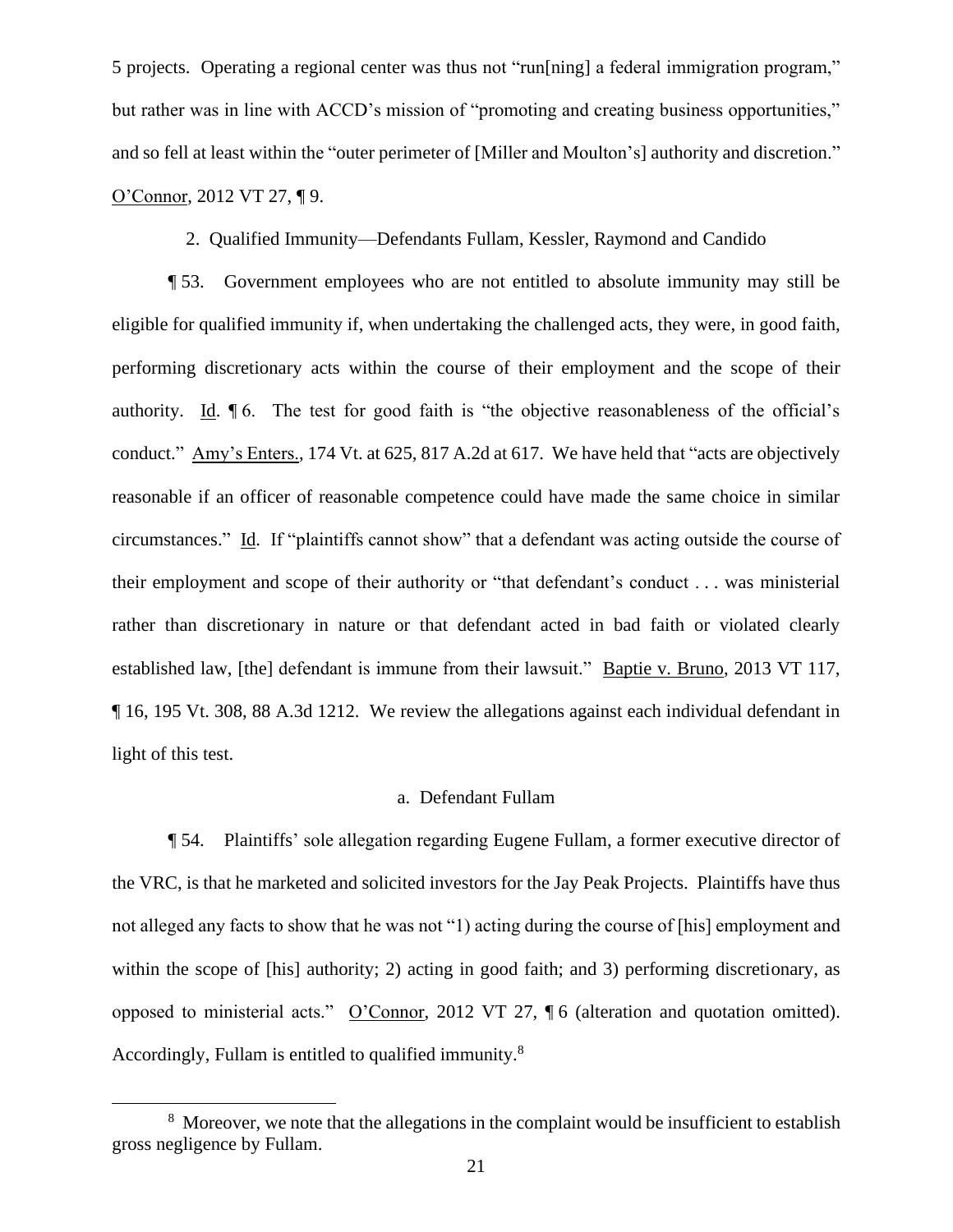5 projects. Operating a regional center was thus not "run[ning] a federal immigration program," but rather was in line with ACCD's mission of "promoting and creating business opportunities," and so fell at least within the "outer perimeter of [Miller and Moulton's] authority and discretion." O'Connor, 2012 VT 27, ¶ 9.

2. Qualified Immunity—Defendants Fullam, Kessler, Raymond and Candido

¶ 53. Government employees who are not entitled to absolute immunity may still be eligible for qualified immunity if, when undertaking the challenged acts, they were, in good faith, performing discretionary acts within the course of their employment and the scope of their authority. Id. ¶ 6. The test for good faith is "the objective reasonableness of the official's conduct." Amy's Enters., 174 Vt. at 625, 817 A.2d at 617. We have held that "acts are objectively reasonable if an officer of reasonable competence could have made the same choice in similar circumstances." Id. If "plaintiffs cannot show" that a defendant was acting outside the course of their employment and scope of their authority or "that defendant's conduct . . . was ministerial rather than discretionary in nature or that defendant acted in bad faith or violated clearly established law, [the] defendant is immune from their lawsuit." Baptie v. Bruno, 2013 VT 117, ¶ 16, 195 Vt. 308, 88 A.3d 1212. We review the allegations against each individual defendant in light of this test.

a. Defendant Fullam

¶ 54. Plaintiffs' sole allegation regarding Eugene Fullam, a former executive director of the VRC, is that he marketed and solicited investors for the Jay Peak Projects. Plaintiffs have thus not alleged any facts to show that he was not "1) acting during the course of [his] employment and within the scope of [his] authority; 2) acting in good faith; and 3) performing discretionary, as opposed to ministerial acts." O'Connor, 2012 VT 27, ¶ 6 (alteration and quotation omitted). Accordingly, Fullam is entitled to qualified immunity.[8]

[8] Moreover, we note that the allegations in the complaint would be insufficient to establish gross negligence by Fullam.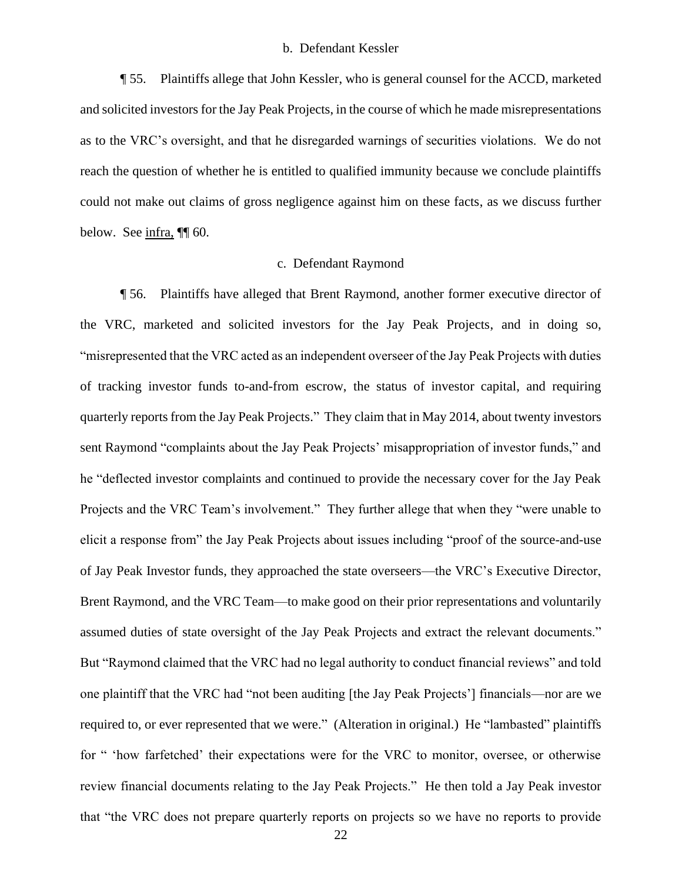b. Defendant Kessler

¶ 55. Plaintiffs allege that John Kessler, who is general counsel for the ACCD, marketed and solicited investors for the Jay Peak Projects, in the course of which he made misrepresentations as to the VRC's oversight, and that he disregarded warnings of securities violations. We do not reach the question of whether he is entitled to qualified immunity because we conclude plaintiffs could not make out claims of gross negligence against him on these facts, as we discuss further below. See infra, ¶¶ 60.

c. Defendant Raymond

¶ 56. Plaintiffs have alleged that Brent Raymond, another former executive director of the VRC, marketed and solicited investors for the Jay Peak Projects, and in doing so, "misrepresented that the VRC acted as an independent overseer of the Jay Peak Projects with duties of tracking investor funds to-and-from escrow, the status of investor capital, and requiring quarterly reports from the Jay Peak Projects." They claim that in May 2014, about twenty investors sent Raymond "complaints about the Jay Peak Projects' misappropriation of investor funds," and he "deflected investor complaints and continued to provide the necessary cover for the Jay Peak Projects and the VRC Team's involvement." They further allege that when they "were unable to elicit a response from" the Jay Peak Projects about issues including "proof of the source-and-use of Jay Peak Investor funds, they approached the state overseers—the VRC's Executive Director, Brent Raymond, and the VRC Team—to make good on their prior representations and voluntarily assumed duties of state oversight of the Jay Peak Projects and extract the relevant documents." But "Raymond claimed that the VRC had no legal authority to conduct financial reviews" and told one plaintiff that the VRC had "not been auditing [the Jay Peak Projects'] financials—nor are we required to, or ever represented that we were." (Alteration in original.) He "lambasted" plaintiffs for " 'how farfetched' their expectations were for the VRC to monitor, oversee, or otherwise review financial documents relating to the Jay Peak Projects." He then told a Jay Peak investor that "the VRC does not prepare quarterly reports on projects so we have no reports to provide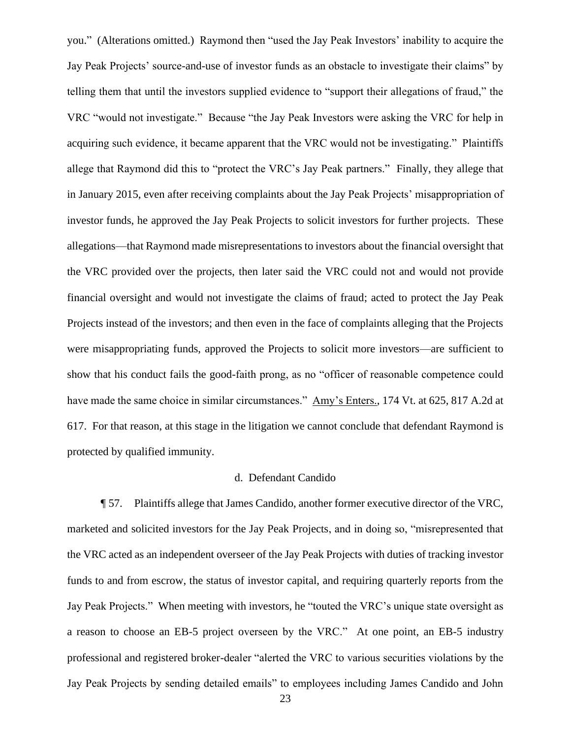you." (Alterations omitted.) Raymond then "used the Jay Peak Investors' inability to acquire the Jay Peak Projects' source-and-use of investor funds as an obstacle to investigate their claims" by telling them that until the investors supplied evidence to "support their allegations of fraud," the VRC "would not investigate." Because "the Jay Peak Investors were asking the VRC for help in acquiring such evidence, it became apparent that the VRC would not be investigating." Plaintiffs allege that Raymond did this to "protect the VRC's Jay Peak partners." Finally, they allege that in January 2015, even after receiving complaints about the Jay Peak Projects' misappropriation of investor funds, he approved the Jay Peak Projects to solicit investors for further projects. These allegations—that Raymond made misrepresentations to investors about the financial oversight that the VRC provided over the projects, then later said the VRC could not and would not provide financial oversight and would not investigate the claims of fraud; acted to protect the Jay Peak Projects instead of the investors; and then even in the face of complaints alleging that the Projects were misappropriating funds, approved the Projects to solicit more investors—are sufficient to show that his conduct fails the good-faith prong, as no "officer of reasonable competence could have made the same choice in similar circumstances." Amy's Enters., 174 Vt. at 625, 817 A.2d at 617. For that reason, at this stage in the litigation we cannot conclude that defendant Raymond is protected by qualified immunity.

#### d. Defendant Candido

¶ 57. Plaintiffs allege that James Candido, another former executive director of the VRC, marketed and solicited investors for the Jay Peak Projects, and in doing so, "misrepresented that the VRC acted as an independent overseer of the Jay Peak Projects with duties of tracking investor funds to and from escrow, the status of investor capital, and requiring quarterly reports from the Jay Peak Projects." When meeting with investors, he "touted the VRC's unique state oversight as a reason to choose an EB-5 project overseen by the VRC." At one point, an EB-5 industry professional and registered broker-dealer "alerted the VRC to various securities violations by the Jay Peak Projects by sending detailed emails" to employees including James Candido and John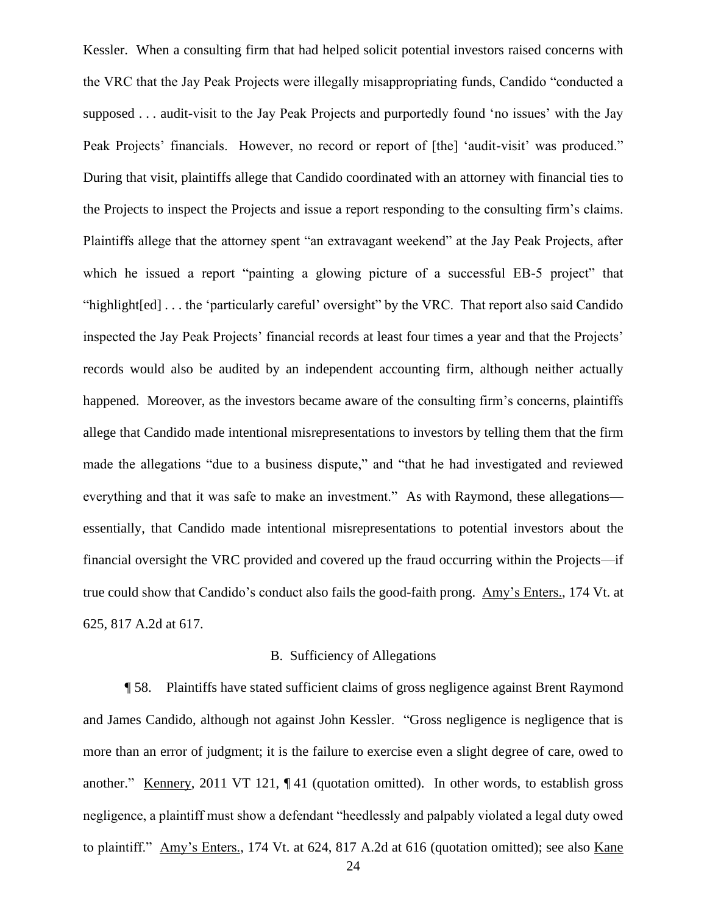Kessler. When a consulting firm that had helped solicit potential investors raised concerns with the VRC that the Jay Peak Projects were illegally misappropriating funds, Candido "conducted a supposed . . . audit-visit to the Jay Peak Projects and purportedly found 'no issues' with the Jay Peak Projects' financials. However, no record or report of [the] 'audit-visit' was produced." During that visit, plaintiffs allege that Candido coordinated with an attorney with financial ties to the Projects to inspect the Projects and issue a report responding to the consulting firm's claims. Plaintiffs allege that the attorney spent "an extravagant weekend" at the Jay Peak Projects, after which he issued a report "painting a glowing picture of a successful EB-5 project" that "highlight[ed] . . . the 'particularly careful' oversight" by the VRC. That report also said Candido inspected the Jay Peak Projects' financial records at least four times a year and that the Projects' records would also be audited by an independent accounting firm, although neither actually happened. Moreover, as the investors became aware of the consulting firm's concerns, plaintiffs allege that Candido made intentional misrepresentations to investors by telling them that the firm made the allegations "due to a business dispute," and "that he had investigated and reviewed everything and that it was safe to make an investment." As with Raymond, these allegations—essentially, that Candido made intentional misrepresentations to potential investors about the financial oversight the VRC provided and covered up the fraud occurring within the Projects—if true could show that Candido's conduct also fails the good-faith prong. Amy's Enters., 174 Vt. at 625, 817 A.2d at 617.

### B. Sufficiency of Allegations

¶ 58. Plaintiffs have stated sufficient claims of gross negligence against Brent Raymond and James Candido, although not against John Kessler. "Gross negligence is negligence that is more than an error of judgment; it is the failure to exercise even a slight degree of care, owed to another." Kennery, 2011 VT 121, ¶ 41 (quotation omitted). In other words, to establish gross negligence, a plaintiff must show a defendant "heedlessly and palpably violated a legal duty owed to plaintiff." Amy's Enters., 174 Vt. at 624, 817 A.2d at 616 (quotation omitted); see also Kane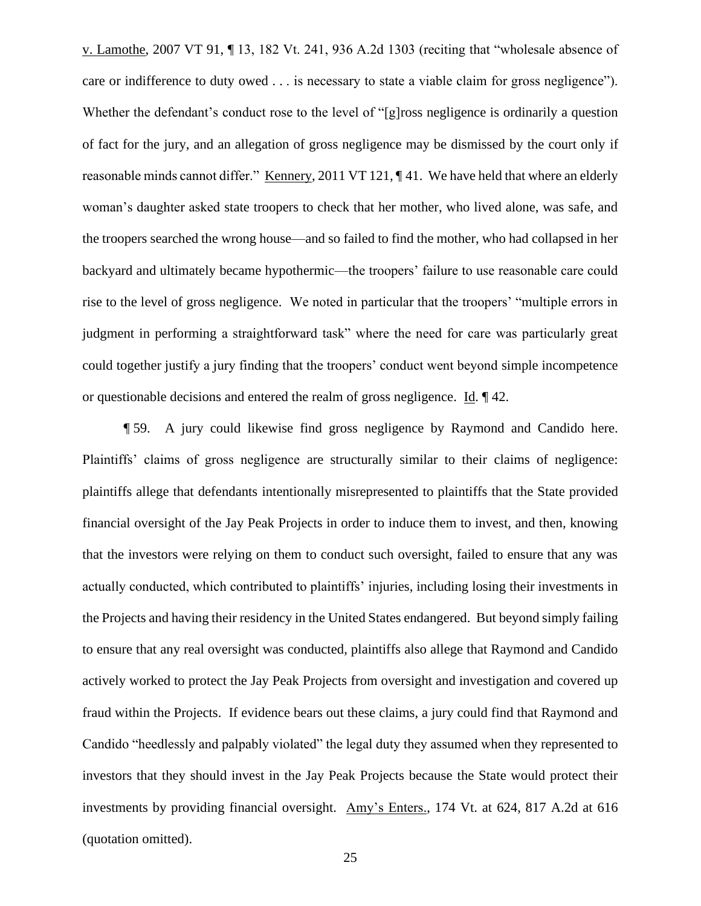v. Lamothe, 2007 VT 91, ¶ 13, 182 Vt. 241, 936 A.2d 1303 (reciting that "wholesale absence of care or indifference to duty owed . . . is necessary to state a viable claim for gross negligence"). Whether the defendant's conduct rose to the level of "[g]ross negligence is ordinarily a question of fact for the jury, and an allegation of gross negligence may be dismissed by the court only if reasonable minds cannot differ." Kennery, 2011 VT 121, ¶ 41. We have held that where an elderly woman's daughter asked state troopers to check that her mother, who lived alone, was safe, and the troopers searched the wrong house—and so failed to find the mother, who had collapsed in her backyard and ultimately became hypothermic—the troopers' failure to use reasonable care could rise to the level of gross negligence. We noted in particular that the troopers' "multiple errors in judgment in performing a straightforward task" where the need for care was particularly great could together justify a jury finding that the troopers' conduct went beyond simple incompetence or questionable decisions and entered the realm of gross negligence. Id. ¶ 42.

¶ 59. A jury could likewise find gross negligence by Raymond and Candido here. Plaintiffs' claims of gross negligence are structurally similar to their claims of negligence: plaintiffs allege that defendants intentionally misrepresented to plaintiffs that the State provided financial oversight of the Jay Peak Projects in order to induce them to invest, and then, knowing that the investors were relying on them to conduct such oversight, failed to ensure that any was actually conducted, which contributed to plaintiffs' injuries, including losing their investments in the Projects and having their residency in the United States endangered. But beyond simply failing to ensure that any real oversight was conducted, plaintiffs also allege that Raymond and Candido actively worked to protect the Jay Peak Projects from oversight and investigation and covered up fraud within the Projects. If evidence bears out these claims, a jury could find that Raymond and Candido "heedlessly and palpably violated" the legal duty they assumed when they represented to investors that they should invest in the Jay Peak Projects because the State would protect their investments by providing financial oversight. Amy's Enters., 174 Vt. at 624, 817 A.2d at 616 (quotation omitted).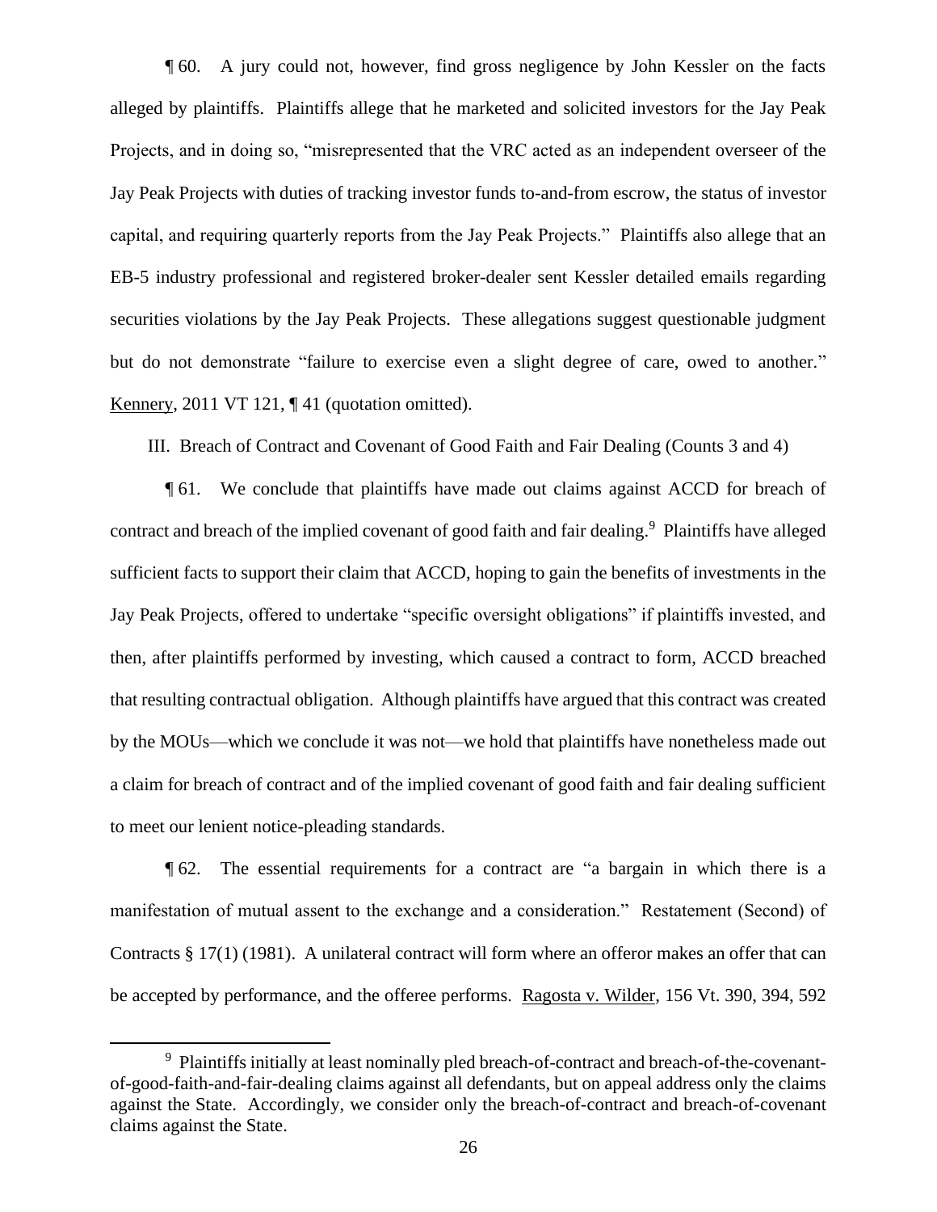¶ 60. A jury could not, however, find gross negligence by John Kessler on the facts alleged by plaintiffs. Plaintiffs allege that he marketed and solicited investors for the Jay Peak Projects, and in doing so, "misrepresented that the VRC acted as an independent overseer of the Jay Peak Projects with duties of tracking investor funds to-and-from escrow, the status of investor capital, and requiring quarterly reports from the Jay Peak Projects." Plaintiffs also allege that an EB-5 industry professional and registered broker-dealer sent Kessler detailed emails regarding securities violations by the Jay Peak Projects. These allegations suggest questionable judgment but do not demonstrate "failure to exercise even a slight degree of care, owed to another." Kennery, 2011 VT 121, ¶ 41 (quotation omitted).

III. Breach of Contract and Covenant of Good Faith and Fair Dealing (Counts 3 and 4)

¶ 61. We conclude that plaintiffs have made out claims against ACCD for breach of contract and breach of the implied covenant of good faith and fair dealing.[9] Plaintiffs have alleged sufficient facts to support their claim that ACCD, hoping to gain the benefits of investments in the Jay Peak Projects, offered to undertake "specific oversight obligations" if plaintiffs invested, and then, after plaintiffs performed by investing, which caused a contract to form, ACCD breached that resulting contractual obligation. Although plaintiffs have argued that this contract was created by the MOUs—which we conclude it was not—we hold that plaintiffs have nonetheless made out a claim for breach of contract and of the implied covenant of good faith and fair dealing sufficient to meet our lenient notice-pleading standards.

¶ 62. The essential requirements for a contract are "a bargain in which there is a manifestation of mutual assent to the exchange and a consideration." Restatement (Second) of Contracts § 17(1) (1981). A unilateral contract will form where an offeror makes an offer that can be accepted by performance, and the offeree performs. Ragosta v. Wilder, 156 Vt. 390, 394, 592

[9] Plaintiffs initially at least nominally pled breach-of-contract and breach-of-the-covenant-of-good-faith-and-fair-dealing claims against all defendants, but on appeal address only the claims against the State. Accordingly, we consider only the breach-of-contract and breach-of-covenant claims against the State.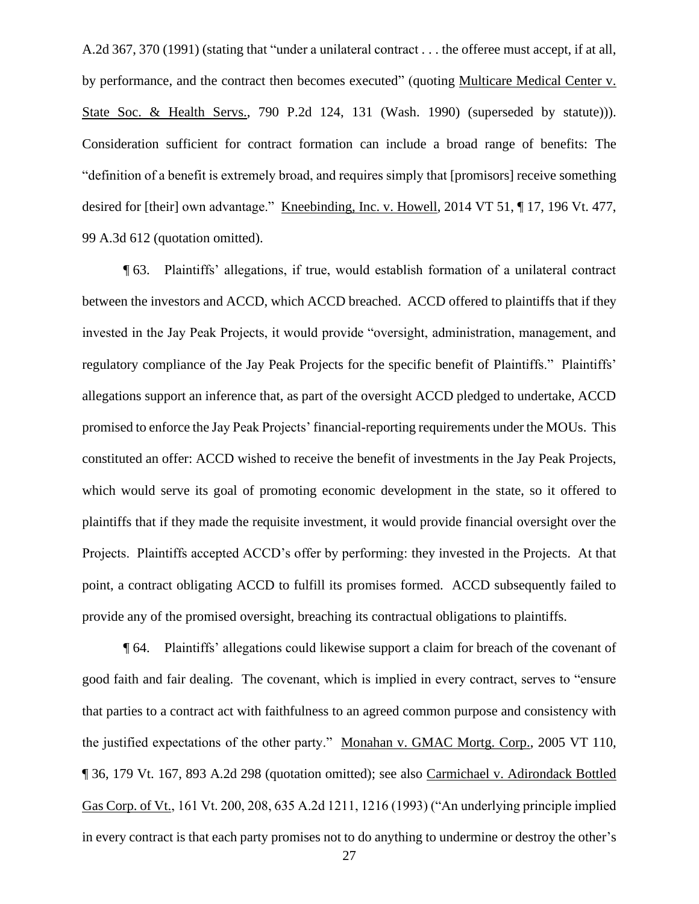A.2d 367, 370 (1991) (stating that "under a unilateral contract . . . the offeree must accept, if at all, by performance, and the contract then becomes executed" (quoting Multicare Medical Center v. State Soc. & Health Servs., 790 P.2d 124, 131 (Wash. 1990) (superseded by statute))). Consideration sufficient for contract formation can include a broad range of benefits: The "definition of a benefit is extremely broad, and requires simply that [promisors] receive something desired for [their] own advantage." Kneebinding, Inc. v. Howell, 2014 VT 51, ¶ 17, 196 Vt. 477, 99 A.3d 612 (quotation omitted).

¶ 63. Plaintiffs' allegations, if true, would establish formation of a unilateral contract between the investors and ACCD, which ACCD breached. ACCD offered to plaintiffs that if they invested in the Jay Peak Projects, it would provide "oversight, administration, management, and regulatory compliance of the Jay Peak Projects for the specific benefit of Plaintiffs." Plaintiffs' allegations support an inference that, as part of the oversight ACCD pledged to undertake, ACCD promised to enforce the Jay Peak Projects' financial-reporting requirements under the MOUs. This constituted an offer: ACCD wished to receive the benefit of investments in the Jay Peak Projects, which would serve its goal of promoting economic development in the state, so it offered to plaintiffs that if they made the requisite investment, it would provide financial oversight over the Projects. Plaintiffs accepted ACCD's offer by performing: they invested in the Projects. At that point, a contract obligating ACCD to fulfill its promises formed. ACCD subsequently failed to provide any of the promised oversight, breaching its contractual obligations to plaintiffs.

¶ 64. Plaintiffs' allegations could likewise support a claim for breach of the covenant of good faith and fair dealing. The covenant, which is implied in every contract, serves to "ensure that parties to a contract act with faithfulness to an agreed common purpose and consistency with the justified expectations of the other party." Monahan v. GMAC Mortg. Corp., 2005 VT 110, ¶ 36, 179 Vt. 167, 893 A.2d 298 (quotation omitted); see also Carmichael v. Adirondack Bottled Gas Corp. of Vt., 161 Vt. 200, 208, 635 A.2d 1211, 1216 (1993) ("An underlying principle implied in every contract is that each party promises not to do anything to undermine or destroy the other's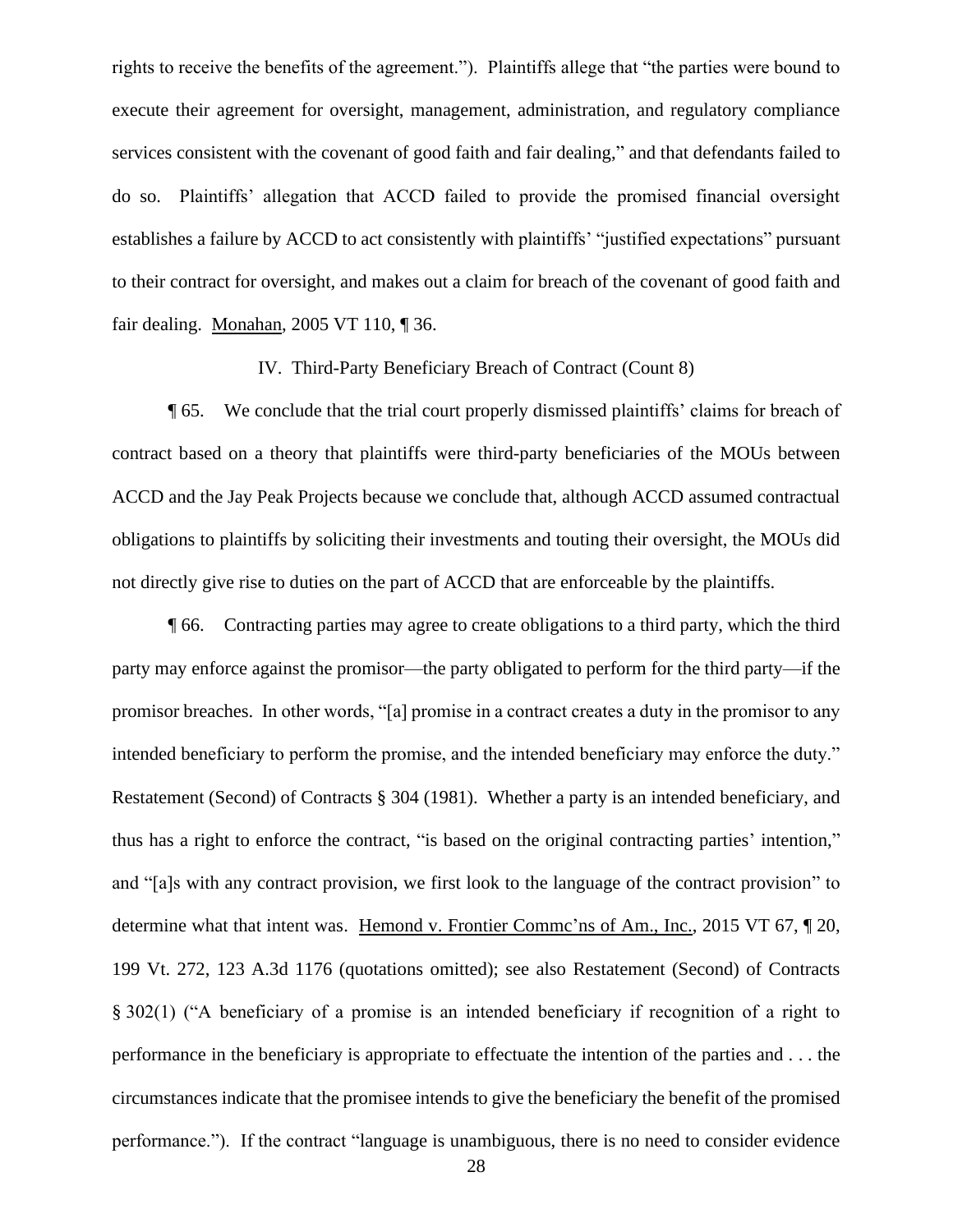rights to receive the benefits of the agreement."). Plaintiffs allege that "the parties were bound to execute their agreement for oversight, management, administration, and regulatory compliance services consistent with the covenant of good faith and fair dealing," and that defendants failed to do so. Plaintiffs' allegation that ACCD failed to provide the promised financial oversight establishes a failure by ACCD to act consistently with plaintiffs' "justified expectations" pursuant to their contract for oversight, and makes out a claim for breach of the covenant of good faith and fair dealing. Monahan, 2005 VT 110, ¶ 36.

IV. Third-Party Beneficiary Breach of Contract (Count 8)

¶ 65. We conclude that the trial court properly dismissed plaintiffs' claims for breach of contract based on a theory that plaintiffs were third-party beneficiaries of the MOUs between ACCD and the Jay Peak Projects because we conclude that, although ACCD assumed contractual obligations to plaintiffs by soliciting their investments and touting their oversight, the MOUs did not directly give rise to duties on the part of ACCD that are enforceable by the plaintiffs.

¶ 66. Contracting parties may agree to create obligations to a third party, which the third party may enforce against the promisor—the party obligated to perform for the third party—if the promisor breaches. In other words, "[a] promise in a contract creates a duty in the promisor to any intended beneficiary to perform the promise, and the intended beneficiary may enforce the duty." Restatement (Second) of Contracts § 304 (1981). Whether a party is an intended beneficiary, and thus has a right to enforce the contract, "is based on the original contracting parties' intention," and "[a]s with any contract provision, we first look to the language of the contract provision" to determine what that intent was. Hemond v. Frontier Commc'ns of Am., Inc., 2015 VT 67, ¶ 20, 199 Vt. 272, 123 A.3d 1176 (quotations omitted); see also Restatement (Second) of Contracts § 302(1) ("A beneficiary of a promise is an intended beneficiary if recognition of a right to performance in the beneficiary is appropriate to effectuate the intention of the parties and . . . the circumstances indicate that the promisee intends to give the beneficiary the benefit of the promised performance."). If the contract "language is unambiguous, there is no need to consider evidence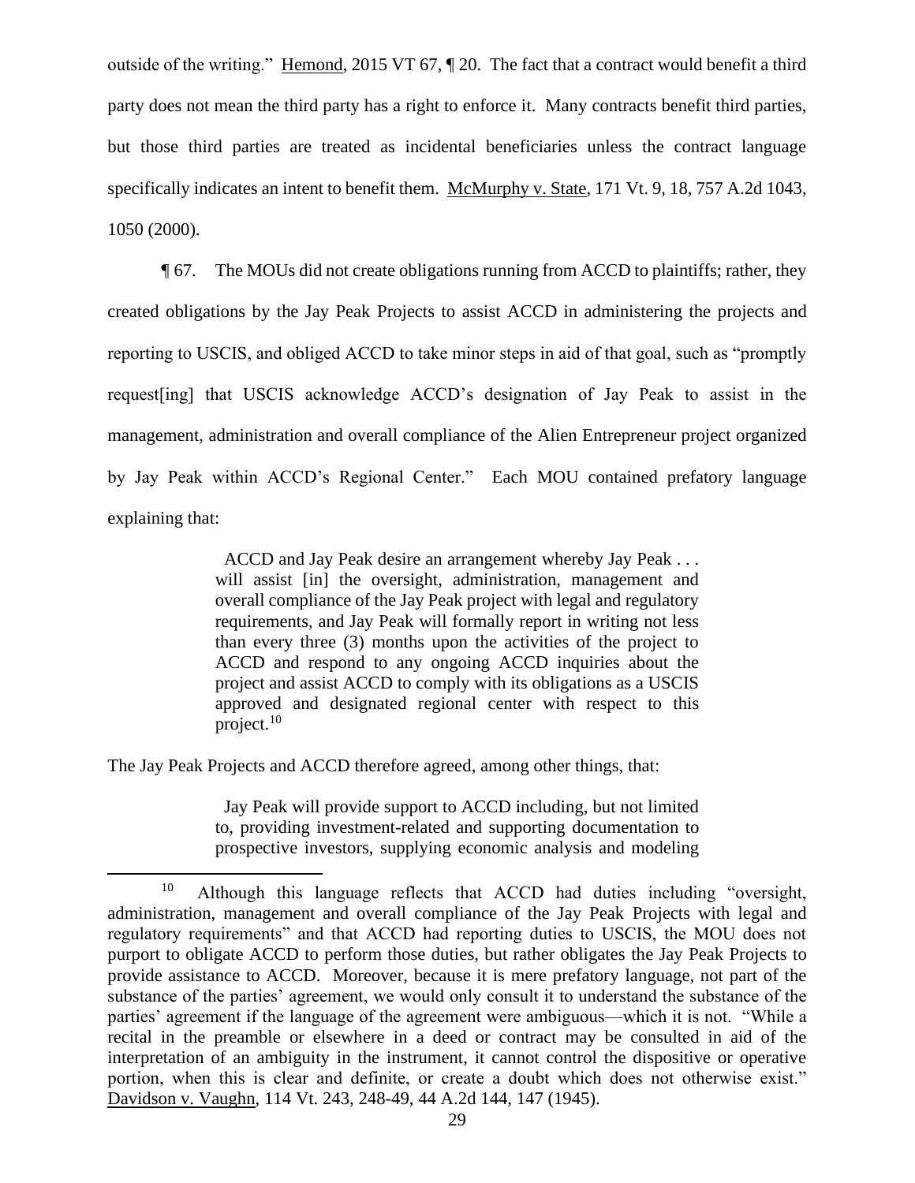outside of the writing." Hemond, 2015 VT 67, ¶ 20. The fact that a contract would benefit a third party does not mean the third party has a right to enforce it. Many contracts benefit third parties, but those third parties are treated as incidental beneficiaries unless the contract language specifically indicates an intent to benefit them. McMurphy v. State, 171 Vt. 9, 18, 757 A.2d 1043, 1050 (2000).

¶ 67. The MOUs did not create obligations running from ACCD to plaintiffs; rather, they created obligations by the Jay Peak Projects to assist ACCD in administering the projects and reporting to USCIS, and obliged ACCD to take minor steps in aid of that goal, such as "promptly request[ing] that USCIS acknowledge ACCD's designation of Jay Peak to assist in the management, administration and overall compliance of the Alien Entrepreneur project organized by Jay Peak within ACCD's Regional Center." Each MOU contained prefatory language explaining that:

> ACCD and Jay Peak desire an arrangement whereby Jay Peak . . . will assist [in] the oversight, administration, management and overall compliance of the Jay Peak project with legal and regulatory requirements, and Jay Peak will formally report in writing not less than every three (3) months upon the activities of the project to ACCD and respond to any ongoing ACCD inquiries about the project and assist ACCD to comply with its obligations as a USCIS approved and designated regional center with respect to this project.[10]

The Jay Peak Projects and ACCD therefore agreed, among other things, that:

> Jay Peak will provide support to ACCD including, but not limited to, providing investment-related and supporting documentation to prospective investors, supplying economic analysis and modeling

[10] Although this language reflects that ACCD had duties including "oversight, administration, management and overall compliance of the Jay Peak Projects with legal and regulatory requirements" and that ACCD had reporting duties to USCIS, the MOU does not purport to obligate ACCD to perform those duties, but rather obligates the Jay Peak Projects to provide assistance to ACCD. Moreover, because it is mere prefatory language, not part of the substance of the parties' agreement, we would only consult it to understand the substance of the parties' agreement if the language of the agreement were ambiguous—which it is not. "While a recital in the preamble or elsewhere in a deed or contract may be consulted in aid of the interpretation of an ambiguity in the instrument, it cannot control the dispositive or operative portion, when this is clear and definite, or create a doubt which does not otherwise exist." Davidson v. Vaughn, 114 Vt. 243, 248-49, 44 A.2d 144, 147 (1945).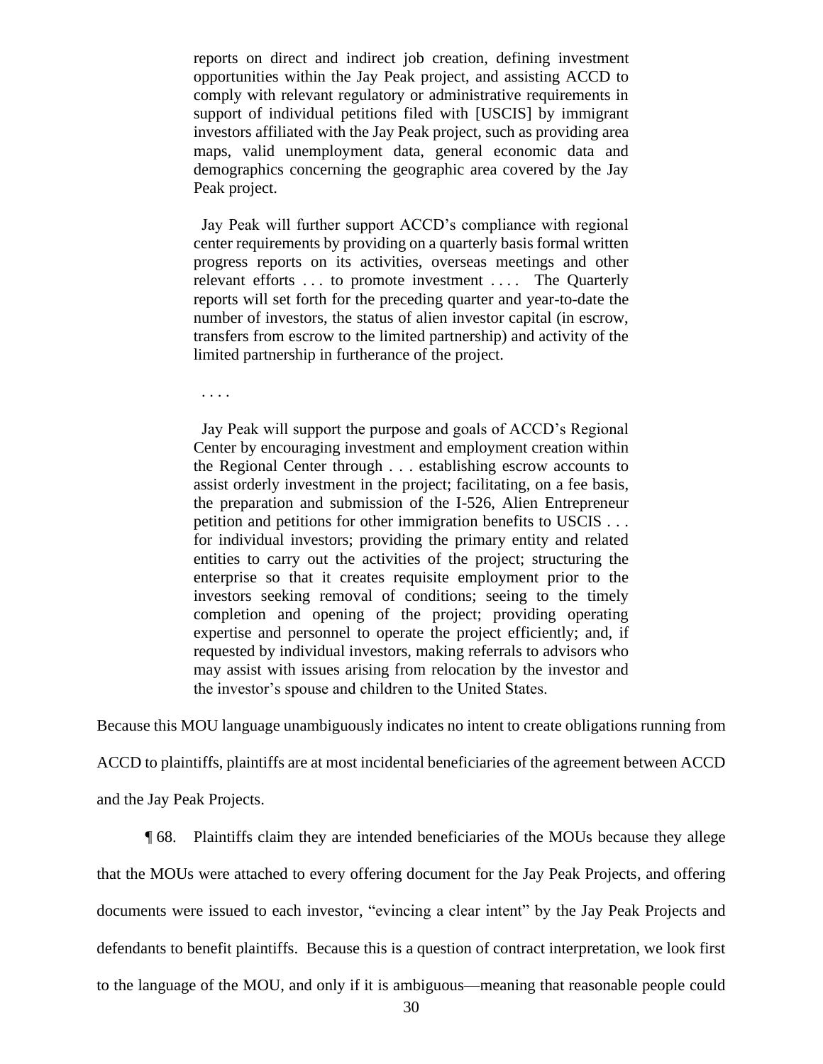> reports on direct and indirect job creation, defining investment opportunities within the Jay Peak project, and assisting ACCD to comply with relevant regulatory or administrative requirements in support of individual petitions filed with [USCIS] by immigrant investors affiliated with the Jay Peak project, such as providing area maps, valid unemployment data, general economic data and demographics concerning the geographic area covered by the Jay Peak project.
>
> Jay Peak will further support ACCD's compliance with regional center requirements by providing on a quarterly basis formal written progress reports on its activities, overseas meetings and other relevant efforts . . . to promote investment . . . . The Quarterly reports will set forth for the preceding quarter and year-to-date the number of investors, the status of alien investor capital (in escrow, transfers from escrow to the limited partnership) and activity of the limited partnership in furtherance of the project.
>
> . . . .
>
> Jay Peak will support the purpose and goals of ACCD's Regional Center by encouraging investment and employment creation within the Regional Center through . . . establishing escrow accounts to assist orderly investment in the project; facilitating, on a fee basis, the preparation and submission of the I-526, Alien Entrepreneur petition and petitions for other immigration benefits to USCIS . . . for individual investors; providing the primary entity and related entities to carry out the activities of the project; structuring the enterprise so that it creates requisite employment prior to the investors seeking removal of conditions; seeing to the timely completion and opening of the project; providing operating expertise and personnel to operate the project efficiently; and, if requested by individual investors, making referrals to advisors who may assist with issues arising from relocation by the investor and the investor's spouse and children to the United States.

Because this MOU language unambiguously indicates no intent to create obligations running from ACCD to plaintiffs, plaintiffs are at most incidental beneficiaries of the agreement between ACCD and the Jay Peak Projects.

¶ 68. Plaintiffs claim they are intended beneficiaries of the MOUs because they allege that the MOUs were attached to every offering document for the Jay Peak Projects, and offering documents were issued to each investor, "evincing a clear intent" by the Jay Peak Projects and defendants to benefit plaintiffs. Because this is a question of contract interpretation, we look first to the language of the MOU, and only if it is ambiguous—meaning that reasonable people could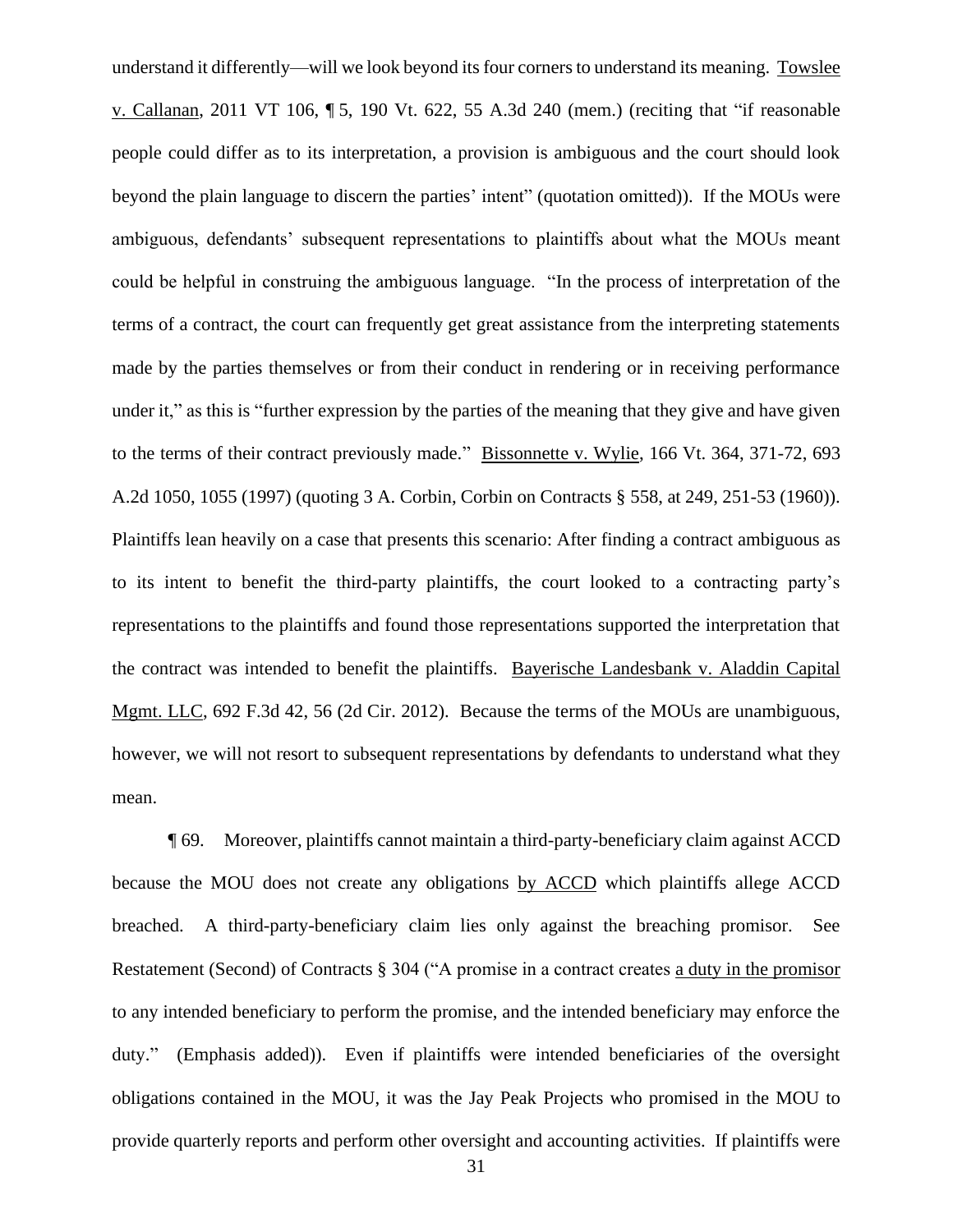understand it differently—will we look beyond its four corners to understand its meaning. Towslee v. Callanan, 2011 VT 106, ¶ 5, 190 Vt. 622, 55 A.3d 240 (mem.) (reciting that "if reasonable people could differ as to its interpretation, a provision is ambiguous and the court should look beyond the plain language to discern the parties' intent" (quotation omitted)). If the MOUs were ambiguous, defendants' subsequent representations to plaintiffs about what the MOUs meant could be helpful in construing the ambiguous language. "In the process of interpretation of the terms of a contract, the court can frequently get great assistance from the interpreting statements made by the parties themselves or from their conduct in rendering or in receiving performance under it," as this is "further expression by the parties of the meaning that they give and have given to the terms of their contract previously made." Bissonnette v. Wylie, 166 Vt. 364, 371-72, 693 A.2d 1050, 1055 (1997) (quoting 3 A. Corbin, Corbin on Contracts § 558, at 249, 251-53 (1960)). Plaintiffs lean heavily on a case that presents this scenario: After finding a contract ambiguous as to its intent to benefit the third-party plaintiffs, the court looked to a contracting party's representations to the plaintiffs and found those representations supported the interpretation that the contract was intended to benefit the plaintiffs. Bayerische Landesbank v. Aladdin Capital Mgmt. LLC, 692 F.3d 42, 56 (2d Cir. 2012). Because the terms of the MOUs are unambiguous, however, we will not resort to subsequent representations by defendants to understand what they mean.

¶ 69. Moreover, plaintiffs cannot maintain a third-party-beneficiary claim against ACCD because the MOU does not create any obligations by ACCD which plaintiffs allege ACCD breached. A third-party-beneficiary claim lies only against the breaching promisor. See Restatement (Second) of Contracts § 304 ("A promise in a contract creates a duty in the promisor to any intended beneficiary to perform the promise, and the intended beneficiary may enforce the duty." (Emphasis added)). Even if plaintiffs were intended beneficiaries of the oversight obligations contained in the MOU, it was the Jay Peak Projects who promised in the MOU to provide quarterly reports and perform other oversight and accounting activities. If plaintiffs were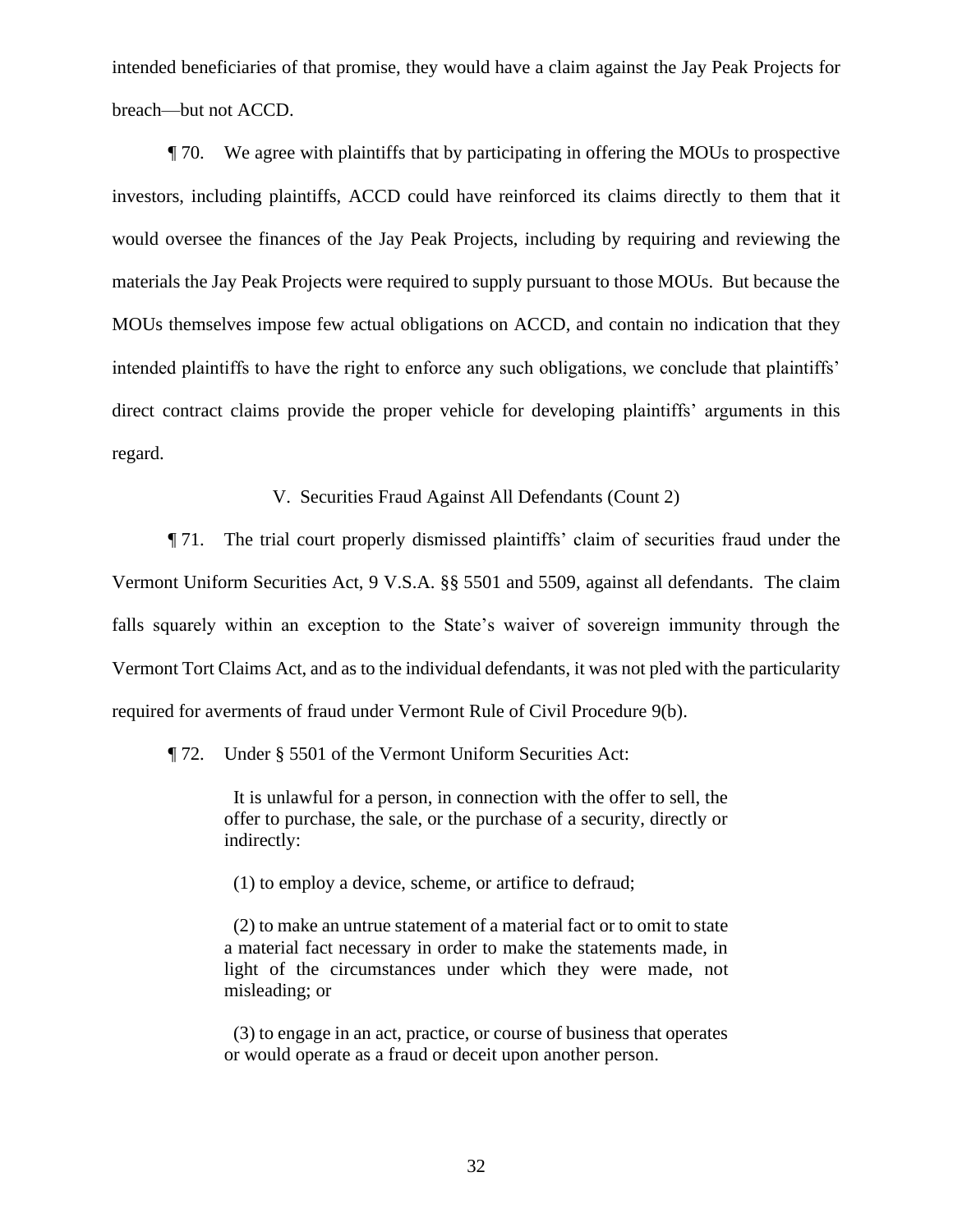intended beneficiaries of that promise, they would have a claim against the Jay Peak Projects for breach—but not ACCD.

¶ 70. We agree with plaintiffs that by participating in offering the MOUs to prospective investors, including plaintiffs, ACCD could have reinforced its claims directly to them that it would oversee the finances of the Jay Peak Projects, including by requiring and reviewing the materials the Jay Peak Projects were required to supply pursuant to those MOUs. But because the MOUs themselves impose few actual obligations on ACCD, and contain no indication that they intended plaintiffs to have the right to enforce any such obligations, we conclude that plaintiffs' direct contract claims provide the proper vehicle for developing plaintiffs' arguments in this regard.

## V. Securities Fraud Against All Defendants (Count 2)

¶ 71. The trial court properly dismissed plaintiffs' claim of securities fraud under the Vermont Uniform Securities Act, 9 V.S.A. §§ 5501 and 5509, against all defendants. The claim falls squarely within an exception to the State's waiver of sovereign immunity through the Vermont Tort Claims Act, and as to the individual defendants, it was not pled with the particularity required for averments of fraud under Vermont Rule of Civil Procedure 9(b).

¶ 72. Under § 5501 of the Vermont Uniform Securities Act:

> It is unlawful for a person, in connection with the offer to sell, the offer to purchase, the sale, or the purchase of a security, directly or indirectly:
>
> (1) to employ a device, scheme, or artifice to defraud;
>
> (2) to make an untrue statement of a material fact or to omit to state a material fact necessary in order to make the statements made, in light of the circumstances under which they were made, not misleading; or
>
> (3) to engage in an act, practice, or course of business that operates or would operate as a fraud or deceit upon another person.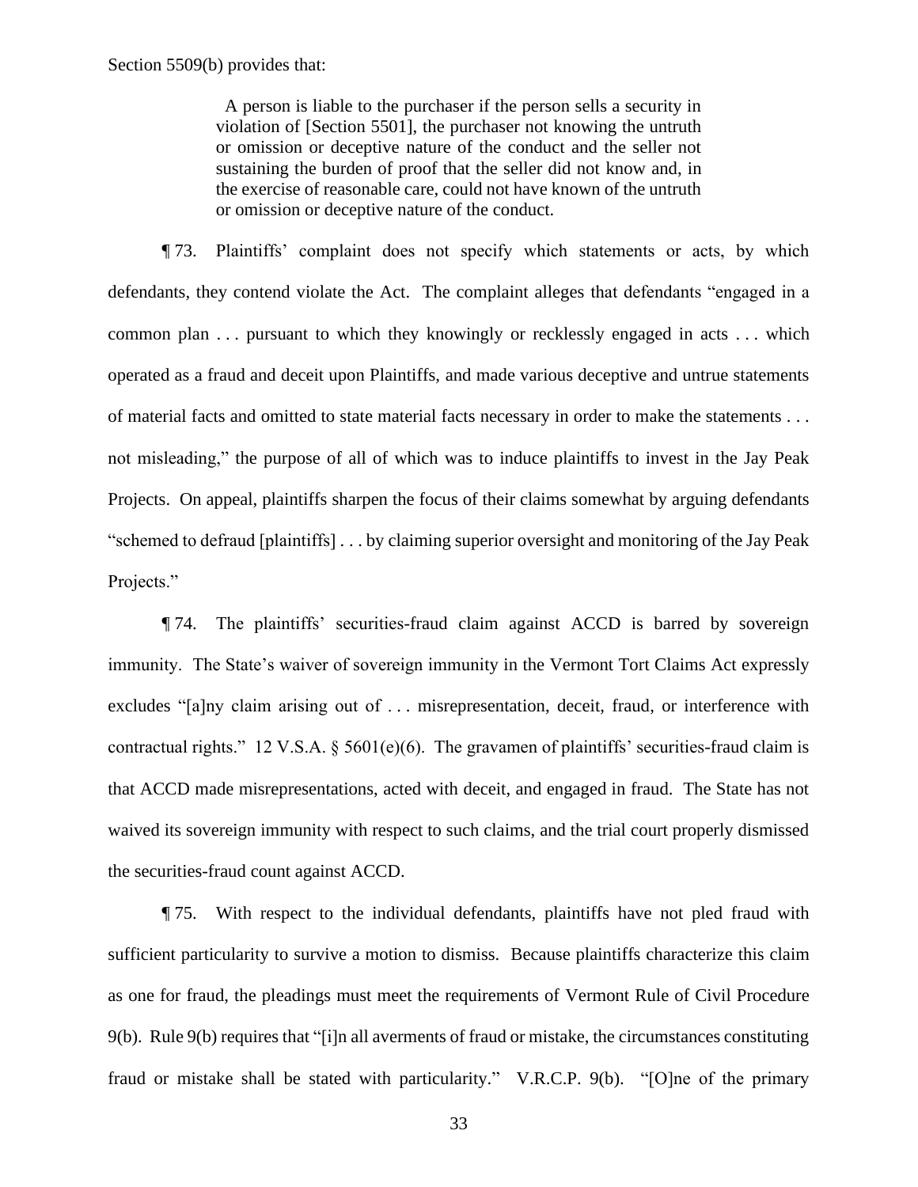Section 5509(b) provides that:

> A person is liable to the purchaser if the person sells a security in violation of [Section 5501], the purchaser not knowing the untruth or omission or deceptive nature of the conduct and the seller not sustaining the burden of proof that the seller did not know and, in the exercise of reasonable care, could not have known of the untruth or omission or deceptive nature of the conduct.

¶ 73. Plaintiffs' complaint does not specify which statements or acts, by which defendants, they contend violate the Act. The complaint alleges that defendants "engaged in a common plan . . . pursuant to which they knowingly or recklessly engaged in acts . . . which operated as a fraud and deceit upon Plaintiffs, and made various deceptive and untrue statements of material facts and omitted to state material facts necessary in order to make the statements . . . not misleading," the purpose of all of which was to induce plaintiffs to invest in the Jay Peak Projects. On appeal, plaintiffs sharpen the focus of their claims somewhat by arguing defendants "schemed to defraud [plaintiffs] . . . by claiming superior oversight and monitoring of the Jay Peak Projects."

¶ 74. The plaintiffs' securities-fraud claim against ACCD is barred by sovereign immunity. The State's waiver of sovereign immunity in the Vermont Tort Claims Act expressly excludes "[a]ny claim arising out of . . . misrepresentation, deceit, fraud, or interference with contractual rights." 12 V.S.A. § 5601(e)(6). The gravamen of plaintiffs' securities-fraud claim is that ACCD made misrepresentations, acted with deceit, and engaged in fraud. The State has not waived its sovereign immunity with respect to such claims, and the trial court properly dismissed the securities-fraud count against ACCD.

¶ 75. With respect to the individual defendants, plaintiffs have not pled fraud with sufficient particularity to survive a motion to dismiss. Because plaintiffs characterize this claim as one for fraud, the pleadings must meet the requirements of Vermont Rule of Civil Procedure 9(b). Rule 9(b) requires that "[i]n all averments of fraud or mistake, the circumstances constituting fraud or mistake shall be stated with particularity." V.R.C.P. 9(b). "[O]ne of the primary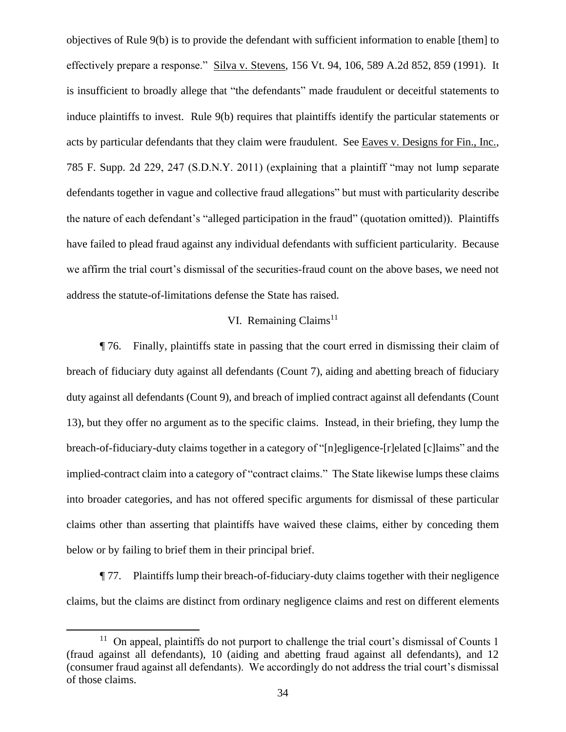objectives of Rule 9(b) is to provide the defendant with sufficient information to enable [them] to effectively prepare a response." Silva v. Stevens, 156 Vt. 94, 106, 589 A.2d 852, 859 (1991). It is insufficient to broadly allege that "the defendants" made fraudulent or deceitful statements to induce plaintiffs to invest. Rule 9(b) requires that plaintiffs identify the particular statements or acts by particular defendants that they claim were fraudulent. See Eaves v. Designs for Fin., Inc., 785 F. Supp. 2d 229, 247 (S.D.N.Y. 2011) (explaining that a plaintiff "may not lump separate defendants together in vague and collective fraud allegations" but must with particularity describe the nature of each defendant's "alleged participation in the fraud" (quotation omitted)). Plaintiffs have failed to plead fraud against any individual defendants with sufficient particularity. Because we affirm the trial court's dismissal of the securities-fraud count on the above bases, we need not address the statute-of-limitations defense the State has raised.

## VI. Remaining Claims[11]

¶ 76. Finally, plaintiffs state in passing that the court erred in dismissing their claim of breach of fiduciary duty against all defendants (Count 7), aiding and abetting breach of fiduciary duty against all defendants (Count 9), and breach of implied contract against all defendants (Count 13), but they offer no argument as to the specific claims. Instead, in their briefing, they lump the breach-of-fiduciary-duty claims together in a category of "[n]egligence-[r]elated [c]laims" and the implied-contract claim into a category of "contract claims." The State likewise lumps these claims into broader categories, and has not offered specific arguments for dismissal of these particular claims other than asserting that plaintiffs have waived these claims, either by conceding them below or by failing to brief them in their principal brief.

¶ 77. Plaintiffs lump their breach-of-fiduciary-duty claims together with their negligence claims, but the claims are distinct from ordinary negligence claims and rest on different elements

[11] On appeal, plaintiffs do not purport to challenge the trial court's dismissal of Counts 1 (fraud against all defendants), 10 (aiding and abetting fraud against all defendants), and 12 (consumer fraud against all defendants). We accordingly do not address the trial court's dismissal of those claims.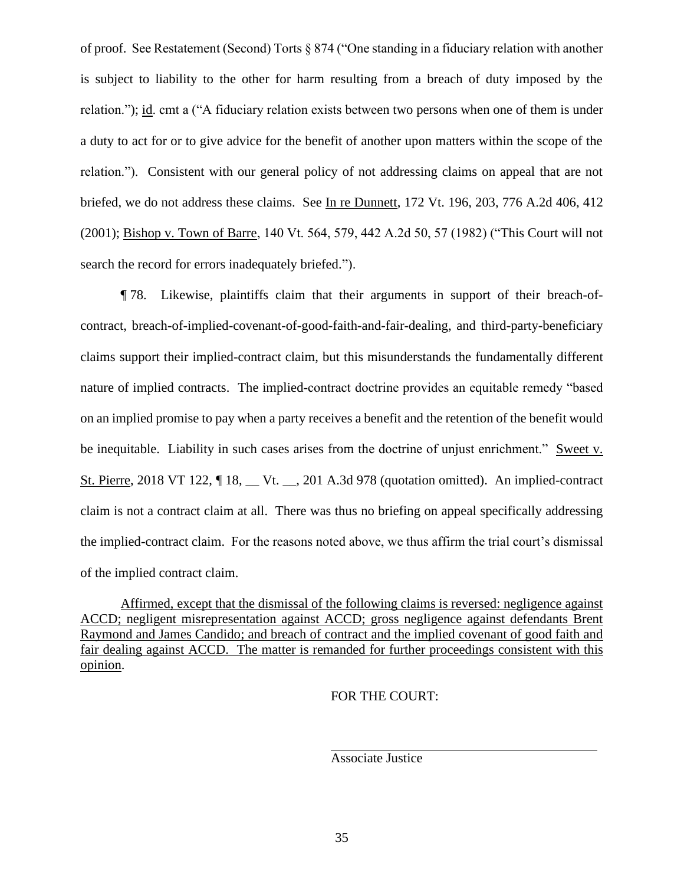of proof. See Restatement (Second) Torts § 874 ("One standing in a fiduciary relation with another is subject to liability to the other for harm resulting from a breach of duty imposed by the relation."); id. cmt a ("A fiduciary relation exists between two persons when one of them is under a duty to act for or to give advice for the benefit of another upon matters within the scope of the relation."). Consistent with our general policy of not addressing claims on appeal that are not briefed, we do not address these claims. See In re Dunnett, 172 Vt. 196, 203, 776 A.2d 406, 412 (2001); Bishop v. Town of Barre, 140 Vt. 564, 579, 442 A.2d 50, 57 (1982) ("This Court will not search the record for errors inadequately briefed.").

¶ 78. Likewise, plaintiffs claim that their arguments in support of their breach-of-contract, breach-of-implied-covenant-of-good-faith-and-fair-dealing, and third-party-beneficiary claims support their implied-contract claim, but this misunderstands the fundamentally different nature of implied contracts. The implied-contract doctrine provides an equitable remedy "based on an implied promise to pay when a party receives a benefit and the retention of the benefit would be inequitable. Liability in such cases arises from the doctrine of unjust enrichment." Sweet v. St. Pierre, 2018 VT 122, ¶ 18, __ Vt. __, 201 A.3d 978 (quotation omitted). An implied-contract claim is not a contract claim at all. There was thus no briefing on appeal specifically addressing the implied-contract claim. For the reasons noted above, we thus affirm the trial court's dismissal of the implied contract claim.

Affirmed, except that the dismissal of the following claims is reversed: negligence against ACCD; negligent misrepresentation against ACCD; gross negligence against defendants Brent Raymond and James Candido; and breach of contract and the implied covenant of good faith and fair dealing against ACCD. The matter is remanded for further proceedings consistent with this opinion.

FOR THE COURT:

\_\_\_\_\_\_\_\_\_\_\_\_\_\_\_\_\_\_\_\_\_\_\_\_\_\_\_\_\_\_\_\_\_\_\_\_\_\_\_\_

Associate Justice